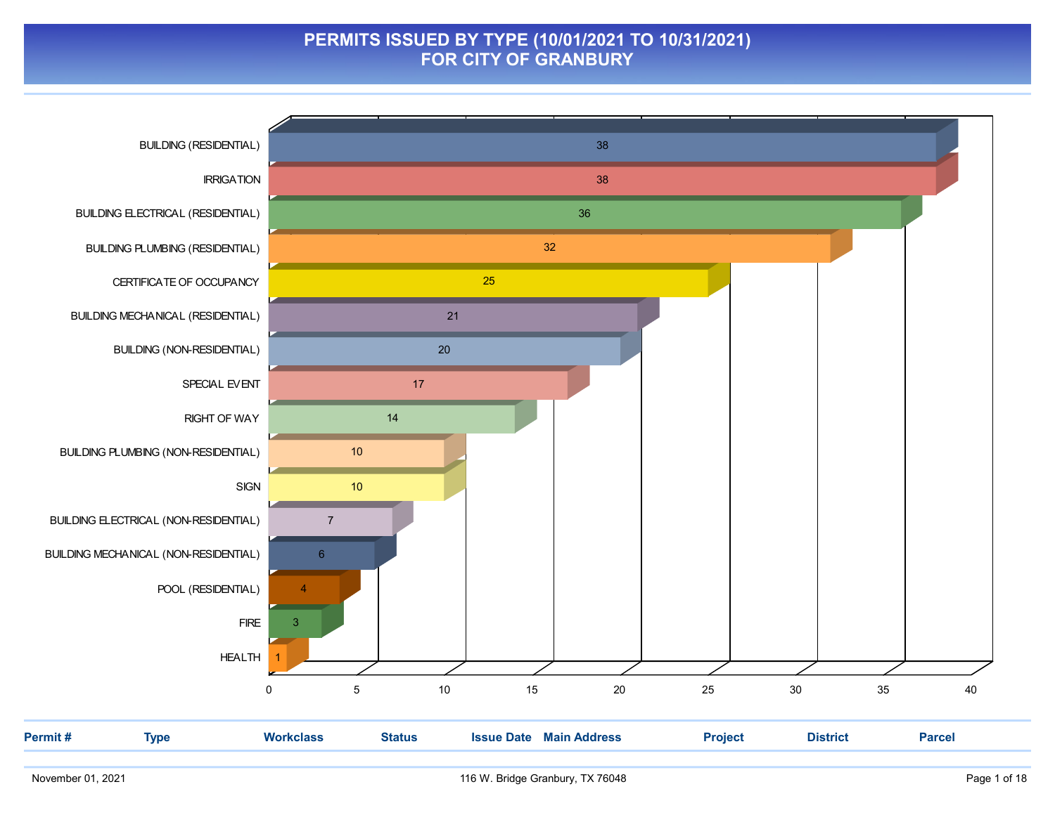# PERMITS ISSUED BY TYPE (10/01/2021 TO 10/31/2021)
# FOR CITY OF GRANBURY

| Type | Count |
|---|---|
| BUILDING (RESIDENTIAL) | 38 |
| IRRIGATION | 38 |
| BUILDING ELECTRICAL (RESIDENTIAL) | 36 |
| BUILDING PLUMBING (RESIDENTIAL) | 32 |
| CERTIFICATE OF OCCUPANCY | 25 |
| BUILDING MECHANICAL (RESIDENTIAL) | 21 |
| BUILDING (NON-RESIDENTIAL) | 20 |
| SPECIAL EVENT | 17 |
| RIGHT OF WAY | 14 |
| BUILDING PLUMBING (NON-RESIDENTIAL) | 10 |
| SIGN | 10 |
| BUILDING ELECTRICAL (NON-RESIDENTIAL) | 7 |
| BUILDING MECHANICAL (NON-RESIDENTIAL) | 6 |
| POOL (RESIDENTIAL) | 4 |
| FIRE | 3 |
| HEALTH | 1 |

| Permit # | Type | Workclass | Status | Issue Date | Main Address | Project | District | Parcel |
|---|---|---|---|---|---|---|---|---|

November 01, 2021 — 116 W. Bridge Granbury, TX 76048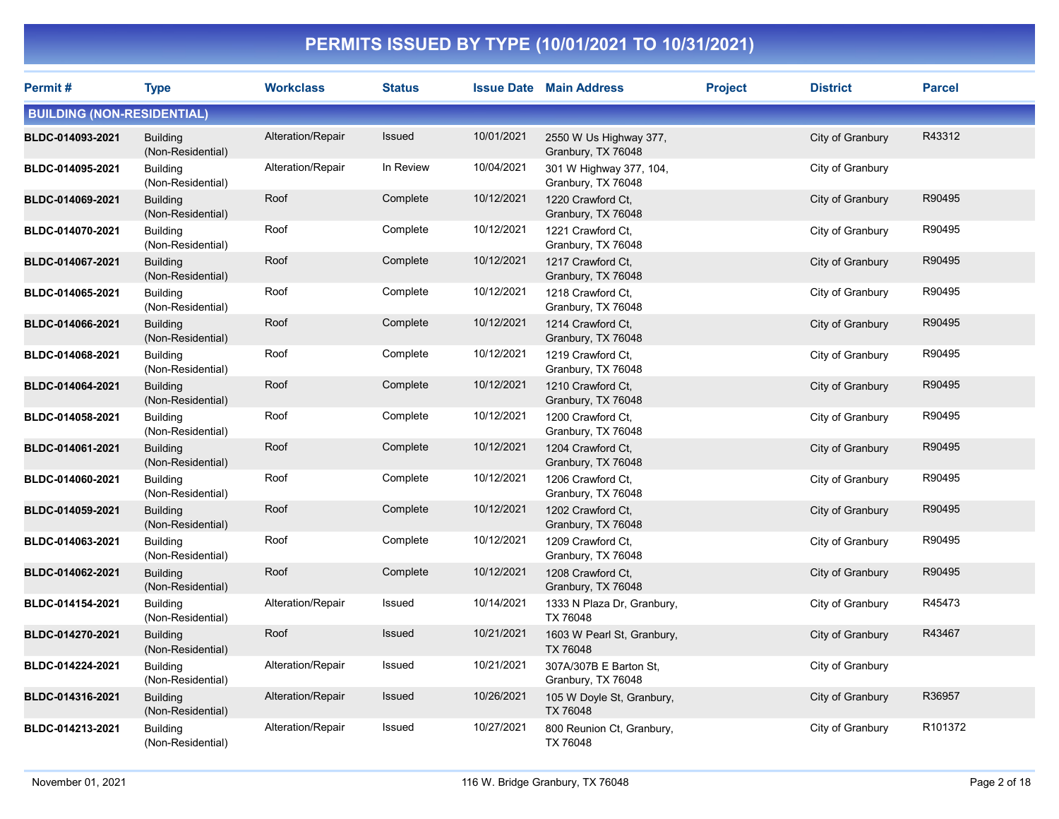# PERMITS ISSUED BY TYPE (10/01/2021 TO 10/31/2021)

| Permit # | Type | Workclass | Status | Issue Date | Main Address | Project | District | Parcel |
|---|---|---|---|---|---|---|---|---|
| **BUILDING (NON-RESIDENTIAL)** | | | | | | | | |
| **BLDC-014093-2021** | Building (Non-Residential) | Alteration/Repair | Issued | 10/01/2021 | 2550 W Us Highway 377, Granbury, TX 76048 | | City of Granbury | R43312 |
| **BLDC-014095-2021** | Building (Non-Residential) | Alteration/Repair | In Review | 10/04/2021 | 301 W Highway 377, 104, Granbury, TX 76048 | | City of Granbury | |
| **BLDC-014069-2021** | Building (Non-Residential) | Roof | Complete | 10/12/2021 | 1220 Crawford Ct, Granbury, TX 76048 | | City of Granbury | R90495 |
| **BLDC-014070-2021** | Building (Non-Residential) | Roof | Complete | 10/12/2021 | 1221 Crawford Ct, Granbury, TX 76048 | | City of Granbury | R90495 |
| **BLDC-014067-2021** | Building (Non-Residential) | Roof | Complete | 10/12/2021 | 1217 Crawford Ct, Granbury, TX 76048 | | City of Granbury | R90495 |
| **BLDC-014065-2021** | Building (Non-Residential) | Roof | Complete | 10/12/2021 | 1218 Crawford Ct, Granbury, TX 76048 | | City of Granbury | R90495 |
| **BLDC-014066-2021** | Building (Non-Residential) | Roof | Complete | 10/12/2021 | 1214 Crawford Ct, Granbury, TX 76048 | | City of Granbury | R90495 |
| **BLDC-014068-2021** | Building (Non-Residential) | Roof | Complete | 10/12/2021 | 1219 Crawford Ct, Granbury, TX 76048 | | City of Granbury | R90495 |
| **BLDC-014064-2021** | Building (Non-Residential) | Roof | Complete | 10/12/2021 | 1210 Crawford Ct, Granbury, TX 76048 | | City of Granbury | R90495 |
| **BLDC-014058-2021** | Building (Non-Residential) | Roof | Complete | 10/12/2021 | 1200 Crawford Ct, Granbury, TX 76048 | | City of Granbury | R90495 |
| **BLDC-014061-2021** | Building (Non-Residential) | Roof | Complete | 10/12/2021 | 1204 Crawford Ct, Granbury, TX 76048 | | City of Granbury | R90495 |
| **BLDC-014060-2021** | Building (Non-Residential) | Roof | Complete | 10/12/2021 | 1206 Crawford Ct, Granbury, TX 76048 | | City of Granbury | R90495 |
| **BLDC-014059-2021** | Building (Non-Residential) | Roof | Complete | 10/12/2021 | 1202 Crawford Ct, Granbury, TX 76048 | | City of Granbury | R90495 |
| **BLDC-014063-2021** | Building (Non-Residential) | Roof | Complete | 10/12/2021 | 1209 Crawford Ct, Granbury, TX 76048 | | City of Granbury | R90495 |
| **BLDC-014062-2021** | Building (Non-Residential) | Roof | Complete | 10/12/2021 | 1208 Crawford Ct, Granbury, TX 76048 | | City of Granbury | R90495 |
| **BLDC-014154-2021** | Building (Non-Residential) | Alteration/Repair | Issued | 10/14/2021 | 1333 N Plaza Dr, Granbury, TX 76048 | | City of Granbury | R45473 |
| **BLDC-014270-2021** | Building (Non-Residential) | Roof | Issued | 10/21/2021 | 1603 W Pearl St, Granbury, TX 76048 | | City of Granbury | R43467 |
| **BLDC-014224-2021** | Building (Non-Residential) | Alteration/Repair | Issued | 10/21/2021 | 307A/307B E Barton St, Granbury, TX 76048 | | City of Granbury | |
| **BLDC-014316-2021** | Building (Non-Residential) | Alteration/Repair | Issued | 10/26/2021 | 105 W Doyle St, Granbury, TX 76048 | | City of Granbury | R36957 |
| **BLDC-014213-2021** | Building (Non-Residential) | Alteration/Repair | Issued | 10/27/2021 | 800 Reunion Ct, Granbury, TX 76048 | | City of Granbury | R101372 |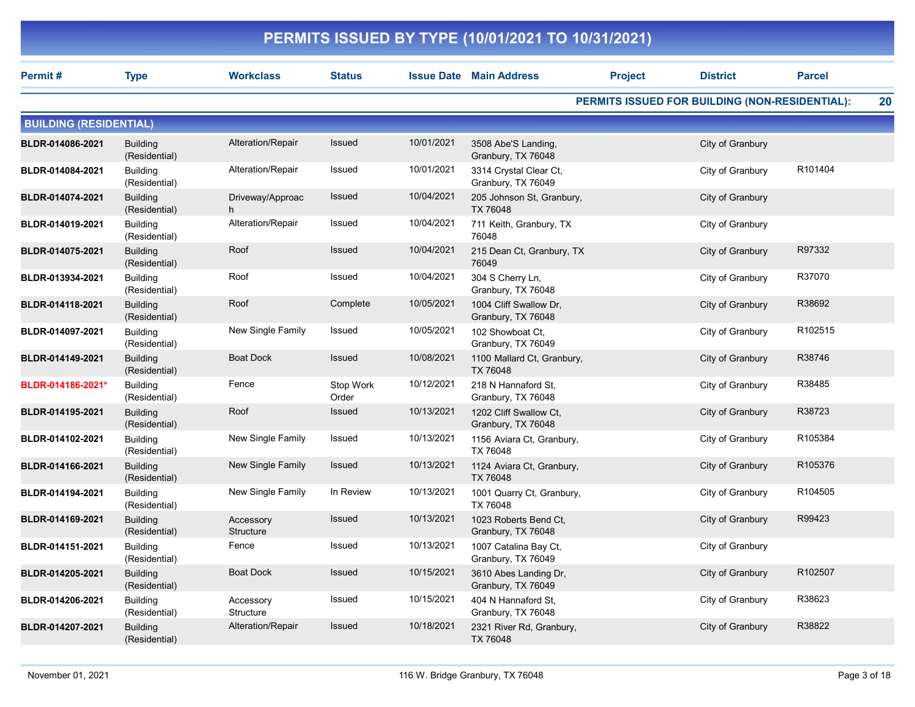# PERMITS ISSUED BY TYPE (10/01/2021 TO 10/31/2021)

**PERMITS ISSUED FOR BUILDING (NON-RESIDENTIAL): 20**

## BUILDING (RESIDENTIAL)

| Permit # | Type | Workclass | Status | Issue Date | Main Address | Project | District | Parcel |
|---|---|---|---|---|---|---|---|---|
| **BLDR-014086-2021** | Building (Residential) | Alteration/Repair | Issued | 10/01/2021 | 3508 Abe'S Landing, Granbury, TX 76048 | | City of Granbury | |
| **BLDR-014084-2021** | Building (Residential) | Alteration/Repair | Issued | 10/01/2021 | 3314 Crystal Clear Ct, Granbury, TX 76049 | | City of Granbury | R101404 |
| **BLDR-014074-2021** | Building (Residential) | Driveway/Approach | Issued | 10/04/2021 | 205 Johnson St, Granbury, TX 76048 | | City of Granbury | |
| **BLDR-014019-2021** | Building (Residential) | Alteration/Repair | Issued | 10/04/2021 | 711 Keith, Granbury, TX 76048 | | City of Granbury | |
| **BLDR-014075-2021** | Building (Residential) | Roof | Issued | 10/04/2021 | 215 Dean Ct, Granbury, TX 76049 | | City of Granbury | R97332 |
| **BLDR-013934-2021** | Building (Residential) | Roof | Issued | 10/04/2021 | 304 S Cherry Ln, Granbury, TX 76048 | | City of Granbury | R37070 |
| **BLDR-014118-2021** | Building (Residential) | Roof | Complete | 10/05/2021 | 1004 Cliff Swallow Dr, Granbury, TX 76048 | | City of Granbury | R38692 |
| **BLDR-014097-2021** | Building (Residential) | New Single Family | Issued | 10/05/2021 | 102 Showboat Ct, Granbury, TX 76049 | | City of Granbury | R102515 |
| **BLDR-014149-2021** | Building (Residential) | Boat Dock | Issued | 10/08/2021 | 1100 Mallard Ct, Granbury, TX 76048 | | City of Granbury | R38746 |
| **BLDR-014186-2021*** | Building (Residential) | Fence | Stop Work Order | 10/12/2021 | 218 N Hannaford St, Granbury, TX 76048 | | City of Granbury | R38485 |
| **BLDR-014195-2021** | Building (Residential) | Roof | Issued | 10/13/2021 | 1202 Cliff Swallow Ct, Granbury, TX 76048 | | City of Granbury | R38723 |
| **BLDR-014102-2021** | Building (Residential) | New Single Family | Issued | 10/13/2021 | 1156 Aviara Ct, Granbury, TX 76048 | | City of Granbury | R105384 |
| **BLDR-014166-2021** | Building (Residential) | New Single Family | Issued | 10/13/2021 | 1124 Aviara Ct, Granbury, TX 76048 | | City of Granbury | R105376 |
| **BLDR-014194-2021** | Building (Residential) | New Single Family | In Review | 10/13/2021 | 1001 Quarry Ct, Granbury, TX 76048 | | City of Granbury | R104505 |
| **BLDR-014169-2021** | Building (Residential) | Accessory Structure | Issued | 10/13/2021 | 1023 Roberts Bend Ct, Granbury, TX 76048 | | City of Granbury | R99423 |
| **BLDR-014151-2021** | Building (Residential) | Fence | Issued | 10/13/2021 | 1007 Catalina Bay Ct, Granbury, TX 76049 | | City of Granbury | |
| **BLDR-014205-2021** | Building (Residential) | Boat Dock | Issued | 10/15/2021 | 3610 Abes Landing Dr, Granbury, TX 76049 | | City of Granbury | R102507 |
| **BLDR-014206-2021** | Building (Residential) | Accessory Structure | Issued | 10/15/2021 | 404 N Hannaford St, Granbury, TX 76048 | | City of Granbury | R38623 |
| **BLDR-014207-2021** | Building (Residential) | Alteration/Repair | Issued | 10/18/2021 | 2321 River Rd, Granbury, TX 76048 | | City of Granbury | R38822 |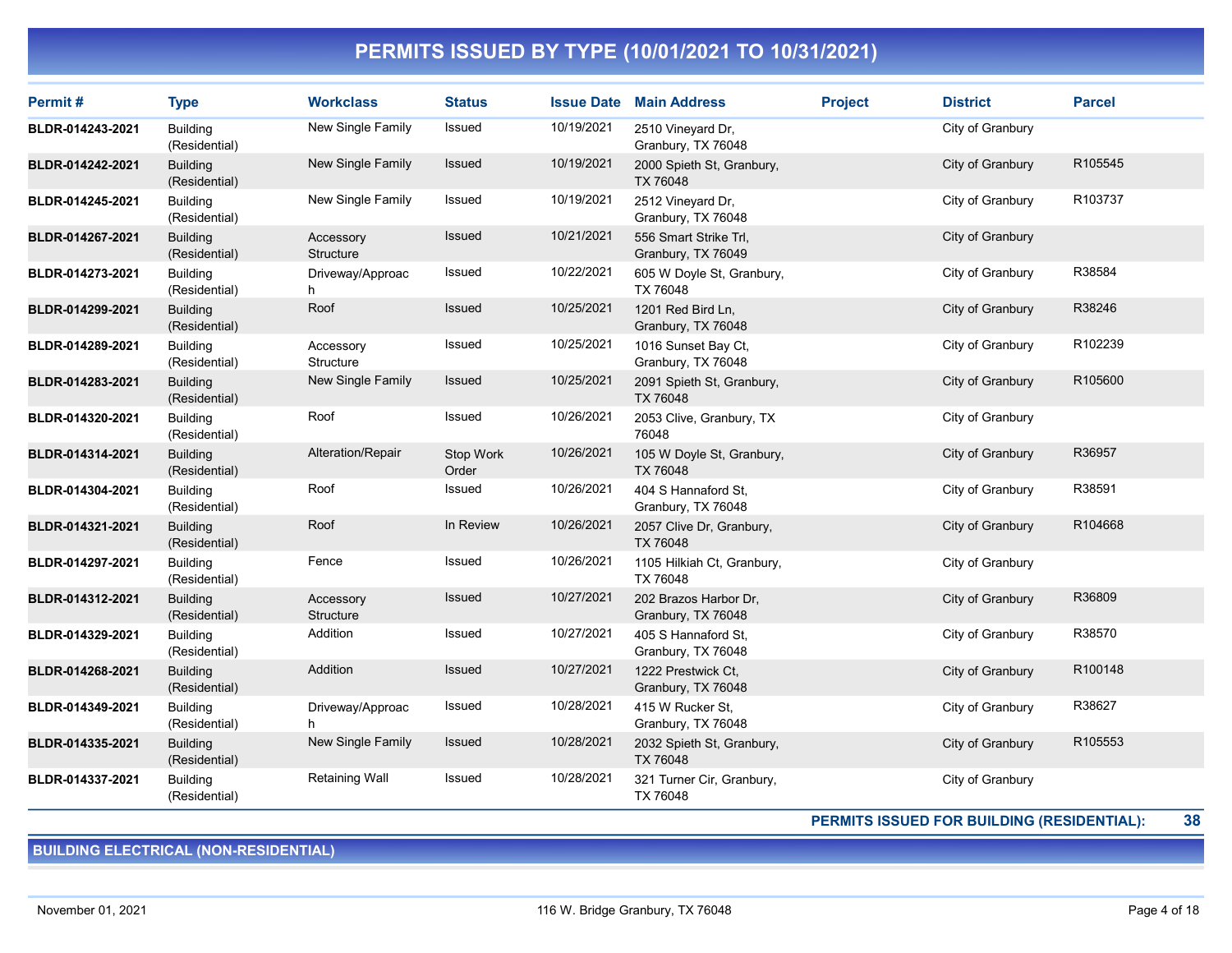# PERMITS ISSUED BY TYPE (10/01/2021 TO 10/31/2021)

| Permit # | Type | Workclass | Status | Issue Date | Main Address | Project | District | Parcel |
|---|---|---|---|---|---|---|---|---|
| BLDR-014243-2021 | Building (Residential) | New Single Family | Issued | 10/19/2021 | 2510 Vineyard Dr, Granbury, TX 76048 | | City of Granbury | |
| BLDR-014242-2021 | Building (Residential) | New Single Family | Issued | 10/19/2021 | 2000 Spieth St, Granbury, TX 76048 | | City of Granbury | R105545 |
| BLDR-014245-2021 | Building (Residential) | New Single Family | Issued | 10/19/2021 | 2512 Vineyard Dr, Granbury, TX 76048 | | City of Granbury | R103737 |
| BLDR-014267-2021 | Building (Residential) | Accessory Structure | Issued | 10/21/2021 | 556 Smart Strike Trl, Granbury, TX 76049 | | City of Granbury | |
| BLDR-014273-2021 | Building (Residential) | Driveway/Approach | Issued | 10/22/2021 | 605 W Doyle St, Granbury, TX 76048 | | City of Granbury | R38584 |
| BLDR-014299-2021 | Building (Residential) | Roof | Issued | 10/25/2021 | 1201 Red Bird Ln, Granbury, TX 76048 | | City of Granbury | R38246 |
| BLDR-014289-2021 | Building (Residential) | Accessory Structure | Issued | 10/25/2021 | 1016 Sunset Bay Ct, Granbury, TX 76048 | | City of Granbury | R102239 |
| BLDR-014283-2021 | Building (Residential) | New Single Family | Issued | 10/25/2021 | 2091 Spieth St, Granbury, TX 76048 | | City of Granbury | R105600 |
| BLDR-014320-2021 | Building (Residential) | Roof | Issued | 10/26/2021 | 2053 Clive, Granbury, TX 76048 | | City of Granbury | |
| BLDR-014314-2021 | Building (Residential) | Alteration/Repair | Stop Work Order | 10/26/2021 | 105 W Doyle St, Granbury, TX 76048 | | City of Granbury | R36957 |
| BLDR-014304-2021 | Building (Residential) | Roof | Issued | 10/26/2021 | 404 S Hannaford St, Granbury, TX 76048 | | City of Granbury | R38591 |
| BLDR-014321-2021 | Building (Residential) | Roof | In Review | 10/26/2021 | 2057 Clive Dr, Granbury, TX 76048 | | City of Granbury | R104668 |
| BLDR-014297-2021 | Building (Residential) | Fence | Issued | 10/26/2021 | 1105 Hilkiah Ct, Granbury, TX 76048 | | City of Granbury | |
| BLDR-014312-2021 | Building (Residential) | Accessory Structure | Issued | 10/27/2021 | 202 Brazos Harbor Dr, Granbury, TX 76048 | | City of Granbury | R36809 |
| BLDR-014329-2021 | Building (Residential) | Addition | Issued | 10/27/2021 | 405 S Hannaford St, Granbury, TX 76048 | | City of Granbury | R38570 |
| BLDR-014268-2021 | Building (Residential) | Addition | Issued | 10/27/2021 | 1222 Prestwick Ct, Granbury, TX 76048 | | City of Granbury | R100148 |
| BLDR-014349-2021 | Building (Residential) | Driveway/Approach | Issued | 10/28/2021 | 415 W Rucker St, Granbury, TX 76048 | | City of Granbury | R38627 |
| BLDR-014335-2021 | Building (Residential) | New Single Family | Issued | 10/28/2021 | 2032 Spieth St, Granbury, TX 76048 | | City of Granbury | R105553 |
| BLDR-014337-2021 | Building (Residential) | Retaining Wall | Issued | 10/28/2021 | 321 Turner Cir, Granbury, TX 76048 | | City of Granbury | |

**PERMITS ISSUED FOR BUILDING (RESIDENTIAL): 38**

## BUILDING ELECTRICAL (NON-RESIDENTIAL)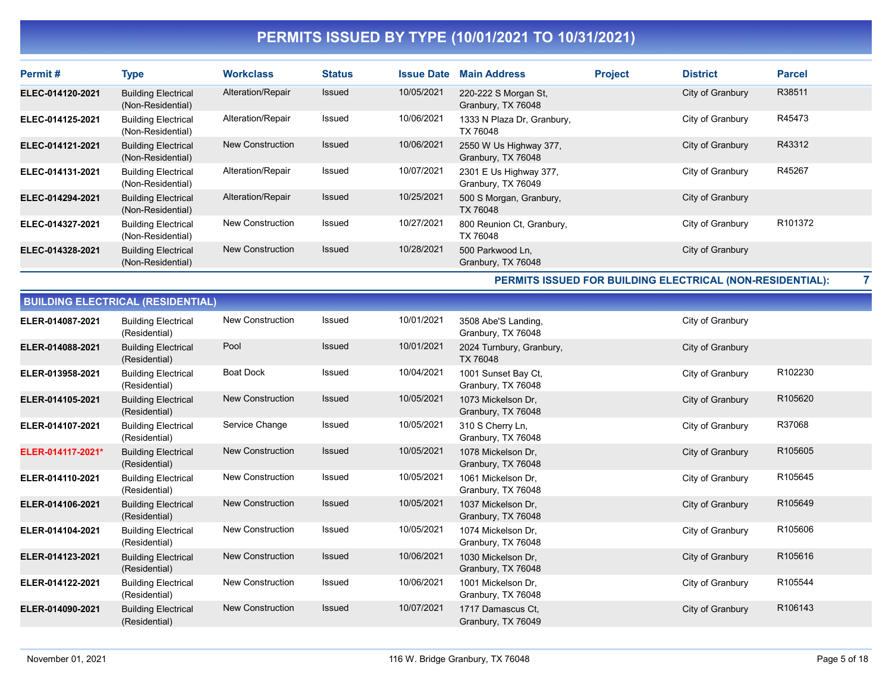# PERMITS ISSUED BY TYPE (10/01/2021 TO 10/31/2021)

| Permit # | Type | Workclass | Status | Issue Date | Main Address | Project | District | Parcel |
|---|---|---|---|---|---|---|---|---|
| **ELEC-014120-2021** | Building Electrical (Non-Residential) | Alteration/Repair | Issued | 10/05/2021 | 220-222 S Morgan St, Granbury, TX 76048 | | City of Granbury | R38511 |
| **ELEC-014125-2021** | Building Electrical (Non-Residential) | Alteration/Repair | Issued | 10/06/2021 | 1333 N Plaza Dr, Granbury, TX 76048 | | City of Granbury | R45473 |
| **ELEC-014121-2021** | Building Electrical (Non-Residential) | New Construction | Issued | 10/06/2021 | 2550 W Us Highway 377, Granbury, TX 76048 | | City of Granbury | R43312 |
| **ELEC-014131-2021** | Building Electrical (Non-Residential) | Alteration/Repair | Issued | 10/07/2021 | 2301 E Us Highway 377, Granbury, TX 76049 | | City of Granbury | R45267 |
| **ELEC-014294-2021** | Building Electrical (Non-Residential) | Alteration/Repair | Issued | 10/25/2021 | 500 S Morgan, Granbury, TX 76048 | | City of Granbury | |
| **ELEC-014327-2021** | Building Electrical (Non-Residential) | New Construction | Issued | 10/27/2021 | 800 Reunion Ct, Granbury, TX 76048 | | City of Granbury | R101372 |
| **ELEC-014328-2021** | Building Electrical (Non-Residential) | New Construction | Issued | 10/28/2021 | 500 Parkwood Ln, Granbury, TX 76048 | | City of Granbury | |

**PERMITS ISSUED FOR BUILDING ELECTRICAL (NON-RESIDENTIAL): 7**

## BUILDING ELECTRICAL (RESIDENTIAL)

| Permit # | Type | Workclass | Status | Issue Date | Main Address | Project | District | Parcel |
|---|---|---|---|---|---|---|---|---|
| **ELER-014087-2021** | Building Electrical (Residential) | New Construction | Issued | 10/01/2021 | 3508 Abe'S Landing, Granbury, TX 76048 | | City of Granbury | |
| **ELER-014088-2021** | Building Electrical (Residential) | Pool | Issued | 10/01/2021 | 2024 Turnbury, Granbury, TX 76048 | | City of Granbury | |
| **ELER-013958-2021** | Building Electrical (Residential) | Boat Dock | Issued | 10/04/2021 | 1001 Sunset Bay Ct, Granbury, TX 76048 | | City of Granbury | R102230 |
| **ELER-014105-2021** | Building Electrical (Residential) | New Construction | Issued | 10/05/2021 | 1073 Mickelson Dr, Granbury, TX 76048 | | City of Granbury | R105620 |
| **ELER-014107-2021** | Building Electrical (Residential) | Service Change | Issued | 10/05/2021 | 310 S Cherry Ln, Granbury, TX 76048 | | City of Granbury | R37068 |
| **ELER-014117-2021*** | Building Electrical (Residential) | New Construction | Issued | 10/05/2021 | 1078 Mickelson Dr, Granbury, TX 76048 | | City of Granbury | R105605 |
| **ELER-014110-2021** | Building Electrical (Residential) | New Construction | Issued | 10/05/2021 | 1061 Mickelson Dr, Granbury, TX 76048 | | City of Granbury | R105645 |
| **ELER-014106-2021** | Building Electrical (Residential) | New Construction | Issued | 10/05/2021 | 1037 Mickelson Dr, Granbury, TX 76048 | | City of Granbury | R105649 |
| **ELER-014104-2021** | Building Electrical (Residential) | New Construction | Issued | 10/05/2021 | 1074 Mickelson Dr, Granbury, TX 76048 | | City of Granbury | R105606 |
| **ELER-014123-2021** | Building Electrical (Residential) | New Construction | Issued | 10/06/2021 | 1030 Mickelson Dr, Granbury, TX 76048 | | City of Granbury | R105616 |
| **ELER-014122-2021** | Building Electrical (Residential) | New Construction | Issued | 10/06/2021 | 1001 Mickelson Dr, Granbury, TX 76048 | | City of Granbury | R105544 |
| **ELER-014090-2021** | Building Electrical (Residential) | New Construction | Issued | 10/07/2021 | 1717 Damascus Ct, Granbury, TX 76049 | | City of Granbury | R106143 |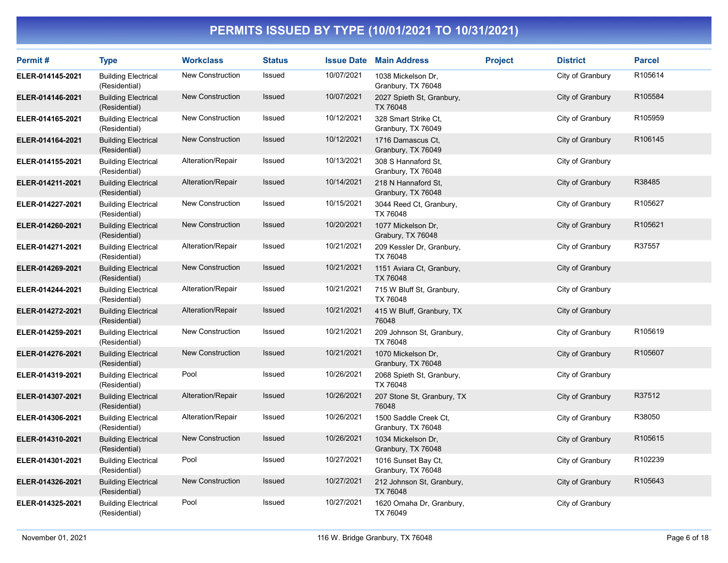# PERMITS ISSUED BY TYPE (10/01/2021 TO 10/31/2021)

| Permit # | Type | Workclass | Status | Issue Date | Main Address | Project | District | Parcel |
|---|---|---|---|---|---|---|---|---|
| ELER-014145-2021 | Building Electrical (Residential) | New Construction | Issued | 10/07/2021 | 1038 Mickelson Dr, Granbury, TX 76048 | | City of Granbury | R105614 |
| ELER-014146-2021 | Building Electrical (Residential) | New Construction | Issued | 10/07/2021 | 2027 Spieth St, Granbury, TX 76048 | | City of Granbury | R105584 |
| ELER-014165-2021 | Building Electrical (Residential) | New Construction | Issued | 10/12/2021 | 328 Smart Strike Ct, Granbury, TX 76049 | | City of Granbury | R105959 |
| ELER-014164-2021 | Building Electrical (Residential) | New Construction | Issued | 10/12/2021 | 1716 Damascus Ct, Granbury, TX 76049 | | City of Granbury | R106145 |
| ELER-014155-2021 | Building Electrical (Residential) | Alteration/Repair | Issued | 10/13/2021 | 308 S Hannaford St, Granbury, TX 76048 | | City of Granbury | |
| ELER-014211-2021 | Building Electrical (Residential) | Alteration/Repair | Issued | 10/14/2021 | 218 N Hannaford St, Granbury, TX 76048 | | City of Granbury | R38485 |
| ELER-014227-2021 | Building Electrical (Residential) | New Construction | Issued | 10/15/2021 | 3044 Reed Ct, Granbury, TX 76048 | | City of Granbury | R105627 |
| ELER-014260-2021 | Building Electrical (Residential) | New Construction | Issued | 10/20/2021 | 1077 Mickelson Dr, Grabury, TX 76048 | | City of Granbury | R105621 |
| ELER-014271-2021 | Building Electrical (Residential) | Alteration/Repair | Issued | 10/21/2021 | 209 Kessler Dr, Granbury, TX 76048 | | City of Granbury | R37557 |
| ELER-014269-2021 | Building Electrical (Residential) | New Construction | Issued | 10/21/2021 | 1151 Aviara Ct, Granbury, TX 76048 | | City of Granbury | |
| ELER-014244-2021 | Building Electrical (Residential) | Alteration/Repair | Issued | 10/21/2021 | 715 W Bluff St, Granbury, TX 76048 | | City of Granbury | |
| ELER-014272-2021 | Building Electrical (Residential) | Alteration/Repair | Issued | 10/21/2021 | 415 W Bluff, Granbury, TX 76048 | | City of Granbury | |
| ELER-014259-2021 | Building Electrical (Residential) | New Construction | Issued | 10/21/2021 | 209 Johnson St, Granbury, TX 76048 | | City of Granbury | R105619 |
| ELER-014276-2021 | Building Electrical (Residential) | New Construction | Issued | 10/21/2021 | 1070 Mickelson Dr, Granbury, TX 76048 | | City of Granbury | R105607 |
| ELER-014319-2021 | Building Electrical (Residential) | Pool | Issued | 10/26/2021 | 2068 Spieth St, Granbury, TX 76048 | | City of Granbury | |
| ELER-014307-2021 | Building Electrical (Residential) | Alteration/Repair | Issued | 10/26/2021 | 207 Stone St, Granbury, TX 76048 | | City of Granbury | R37512 |
| ELER-014306-2021 | Building Electrical (Residential) | Alteration/Repair | Issued | 10/26/2021 | 1500 Saddle Creek Ct, Granbury, TX 76048 | | City of Granbury | R38050 |
| ELER-014310-2021 | Building Electrical (Residential) | New Construction | Issued | 10/26/2021 | 1034 Mickelson Dr, Granbury, TX 76048 | | City of Granbury | R105615 |
| ELER-014301-2021 | Building Electrical (Residential) | Pool | Issued | 10/27/2021 | 1016 Sunset Bay Ct, Granbury, TX 76048 | | City of Granbury | R102239 |
| ELER-014326-2021 | Building Electrical (Residential) | New Construction | Issued | 10/27/2021 | 212 Johnson St, Granbury, TX 76048 | | City of Granbury | R105643 |
| ELER-014325-2021 | Building Electrical (Residential) | Pool | Issued | 10/27/2021 | 1620 Omaha Dr, Granbury, TX 76049 | | City of Granbury | |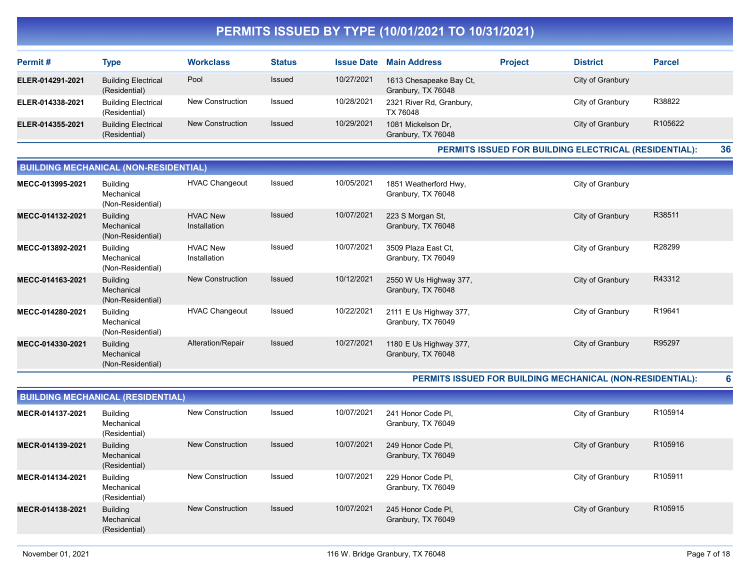# PERMITS ISSUED BY TYPE (10/01/2021 TO 10/31/2021)

| Permit # | Type | Workclass | Status | Issue Date | Main Address | Project | District | Parcel |
|---|---|---|---|---|---|---|---|---|
| ELER-014291-2021 | Building Electrical (Residential) | Pool | Issued | 10/27/2021 | 1613 Chesapeake Bay Ct, Granbury, TX 76048 | | City of Granbury | |
| ELER-014338-2021 | Building Electrical (Residential) | New Construction | Issued | 10/28/2021 | 2321 River Rd, Granbury, TX 76048 | | City of Granbury | R38822 |
| ELER-014355-2021 | Building Electrical (Residential) | New Construction | Issued | 10/29/2021 | 1081 Mickelson Dr, Granbury, TX 76048 | | City of Granbury | R105622 |

**PERMITS ISSUED FOR BUILDING ELECTRICAL (RESIDENTIAL): 36**

## BUILDING MECHANICAL (NON-RESIDENTIAL)

| Permit # | Type | Workclass | Status | Issue Date | Main Address | Project | District | Parcel |
|---|---|---|---|---|---|---|---|---|
| MECC-013995-2021 | Building Mechanical (Non-Residential) | HVAC Changeout | Issued | 10/05/2021 | 1851 Weatherford Hwy, Granbury, TX 76048 | | City of Granbury | |
| MECC-014132-2021 | Building Mechanical (Non-Residential) | HVAC New Installation | Issued | 10/07/2021 | 223 S Morgan St, Granbury, TX 76048 | | City of Granbury | R38511 |
| MECC-013892-2021 | Building Mechanical (Non-Residential) | HVAC New Installation | Issued | 10/07/2021 | 3509 Plaza East Ct, Granbury, TX 76049 | | City of Granbury | R28299 |
| MECC-014163-2021 | Building Mechanical (Non-Residential) | New Construction | Issued | 10/12/2021 | 2550 W Us Highway 377, Granbury, TX 76048 | | City of Granbury | R43312 |
| MECC-014280-2021 | Building Mechanical (Non-Residential) | HVAC Changeout | Issued | 10/22/2021 | 2111 E Us Highway 377, Granbury, TX 76049 | | City of Granbury | R19641 |
| MECC-014330-2021 | Building Mechanical (Non-Residential) | Alteration/Repair | Issued | 10/27/2021 | 1180 E Us Highway 377, Granbury, TX 76048 | | City of Granbury | R95297 |

**PERMITS ISSUED FOR BUILDING MECHANICAL (NON-RESIDENTIAL): 6**

## BUILDING MECHANICAL (RESIDENTIAL)

| Permit # | Type | Workclass | Status | Issue Date | Main Address | Project | District | Parcel |
|---|---|---|---|---|---|---|---|---|
| MECR-014137-2021 | Building Mechanical (Residential) | New Construction | Issued | 10/07/2021 | 241 Honor Code Pl, Granbury, TX 76049 | | City of Granbury | R105914 |
| MECR-014139-2021 | Building Mechanical (Residential) | New Construction | Issued | 10/07/2021 | 249 Honor Code Pl, Granbury, TX 76049 | | City of Granbury | R105916 |
| MECR-014134-2021 | Building Mechanical (Residential) | New Construction | Issued | 10/07/2021 | 229 Honor Code Pl, Granbury, TX 76049 | | City of Granbury | R105911 |
| MECR-014138-2021 | Building Mechanical (Residential) | New Construction | Issued | 10/07/2021 | 245 Honor Code Pl, Granbury, TX 76049 | | City of Granbury | R105915 |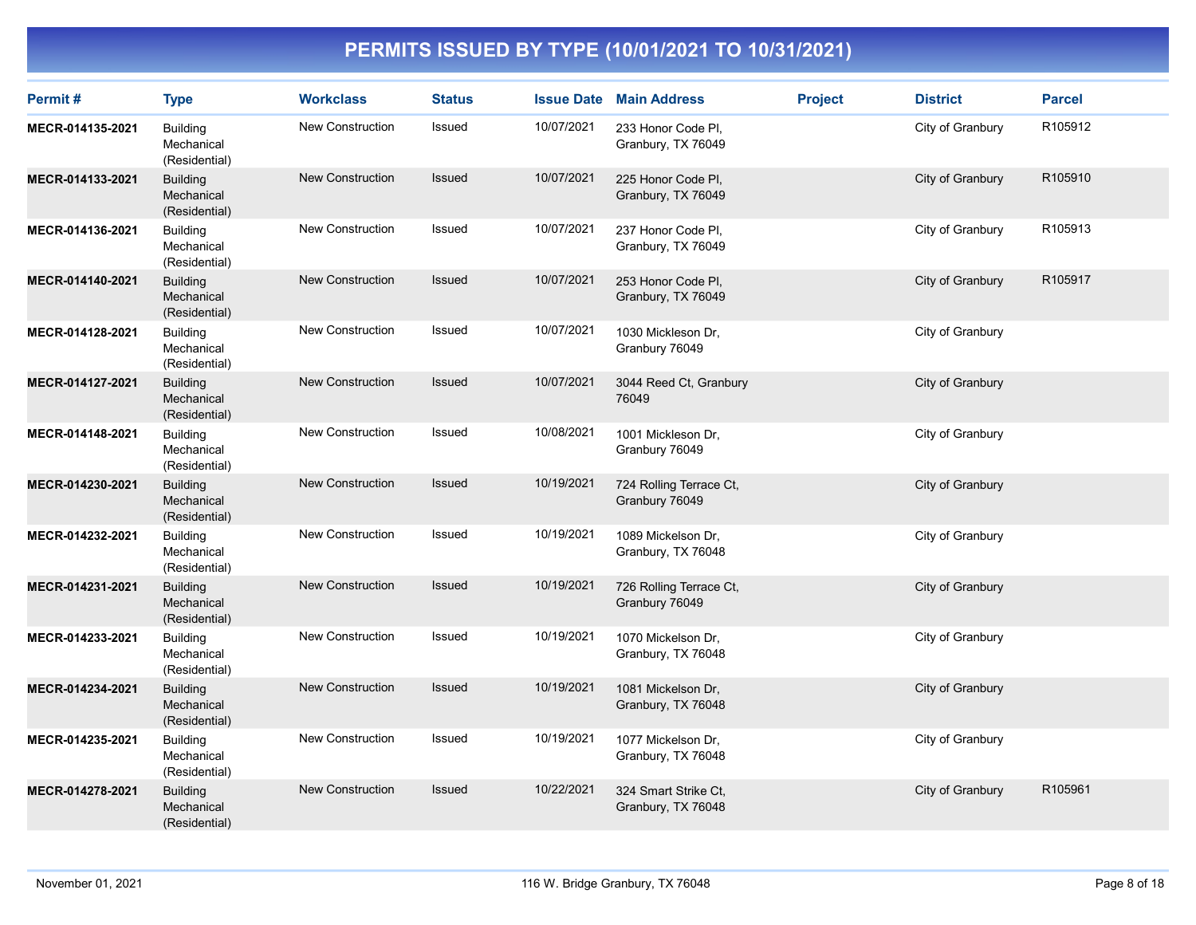# PERMITS ISSUED BY TYPE (10/01/2021 TO 10/31/2021)

| Permit # | Type | Workclass | Status | Issue Date | Main Address | Project | District | Parcel |
|---|---|---|---|---|---|---|---|---|
| **MECR-014135-2021** | Building Mechanical (Residential) | New Construction | Issued | 10/07/2021 | 233 Honor Code Pl, Granbury, TX 76049 | | City of Granbury | R105912 |
| **MECR-014133-2021** | Building Mechanical (Residential) | New Construction | Issued | 10/07/2021 | 225 Honor Code Pl, Granbury, TX 76049 | | City of Granbury | R105910 |
| **MECR-014136-2021** | Building Mechanical (Residential) | New Construction | Issued | 10/07/2021 | 237 Honor Code Pl, Granbury, TX 76049 | | City of Granbury | R105913 |
| **MECR-014140-2021** | Building Mechanical (Residential) | New Construction | Issued | 10/07/2021 | 253 Honor Code Pl, Granbury, TX 76049 | | City of Granbury | R105917 |
| **MECR-014128-2021** | Building Mechanical (Residential) | New Construction | Issued | 10/07/2021 | 1030 Mickleson Dr, Granbury 76049 | | City of Granbury | |
| **MECR-014127-2021** | Building Mechanical (Residential) | New Construction | Issued | 10/07/2021 | 3044 Reed Ct, Granbury 76049 | | City of Granbury | |
| **MECR-014148-2021** | Building Mechanical (Residential) | New Construction | Issued | 10/08/2021 | 1001 Mickleson Dr, Granbury 76049 | | City of Granbury | |
| **MECR-014230-2021** | Building Mechanical (Residential) | New Construction | Issued | 10/19/2021 | 724 Rolling Terrace Ct, Granbury 76049 | | City of Granbury | |
| **MECR-014232-2021** | Building Mechanical (Residential) | New Construction | Issued | 10/19/2021 | 1089 Mickelson Dr, Granbury, TX 76048 | | City of Granbury | |
| **MECR-014231-2021** | Building Mechanical (Residential) | New Construction | Issued | 10/19/2021 | 726 Rolling Terrace Ct, Granbury 76049 | | City of Granbury | |
| **MECR-014233-2021** | Building Mechanical (Residential) | New Construction | Issued | 10/19/2021 | 1070 Mickelson Dr, Granbury, TX 76048 | | City of Granbury | |
| **MECR-014234-2021** | Building Mechanical (Residential) | New Construction | Issued | 10/19/2021 | 1081 Mickelson Dr, Granbury, TX 76048 | | City of Granbury | |
| **MECR-014235-2021** | Building Mechanical (Residential) | New Construction | Issued | 10/19/2021 | 1077 Mickelson Dr, Granbury, TX 76048 | | City of Granbury | |
| **MECR-014278-2021** | Building Mechanical (Residential) | New Construction | Issued | 10/22/2021 | 324 Smart Strike Ct, Granbury, TX 76048 | | City of Granbury | R105961 |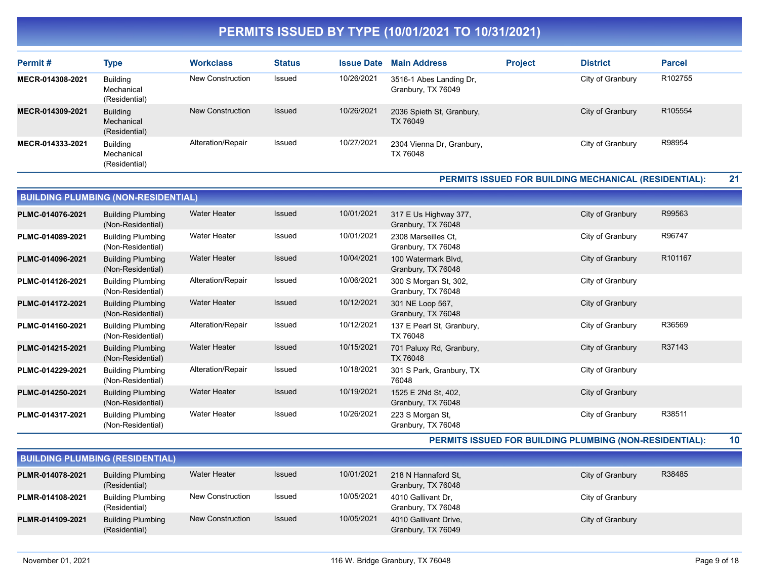# PERMITS ISSUED BY TYPE (10/01/2021 TO 10/31/2021)

| Permit # | Type | Workclass | Status | Issue Date | Main Address | Project | District | Parcel |
|---|---|---|---|---|---|---|---|---|
| MECR-014308-2021 | Building Mechanical (Residential) | New Construction | Issued | 10/26/2021 | 3516-1 Abes Landing Dr, Granbury, TX 76049 | | City of Granbury | R102755 |
| MECR-014309-2021 | Building Mechanical (Residential) | New Construction | Issued | 10/26/2021 | 2036 Spieth St, Granbury, TX 76049 | | City of Granbury | R105554 |
| MECR-014333-2021 | Building Mechanical (Residential) | Alteration/Repair | Issued | 10/27/2021 | 2304 Vienna Dr, Granbury, TX 76048 | | City of Granbury | R98954 |

**PERMITS ISSUED FOR BUILDING MECHANICAL (RESIDENTIAL): 21**

## BUILDING PLUMBING (NON-RESIDENTIAL)

| Permit # | Type | Workclass | Status | Issue Date | Main Address | Project | District | Parcel |
|---|---|---|---|---|---|---|---|---|
| PLMC-014076-2021 | Building Plumbing (Non-Residential) | Water Heater | Issued | 10/01/2021 | 317 E Us Highway 377, Granbury, TX 76048 | | City of Granbury | R99563 |
| PLMC-014089-2021 | Building Plumbing (Non-Residential) | Water Heater | Issued | 10/01/2021 | 2308 Marseilles Ct, Granbury, TX 76048 | | City of Granbury | R96747 |
| PLMC-014096-2021 | Building Plumbing (Non-Residential) | Water Heater | Issued | 10/04/2021 | 100 Watermark Blvd, Granbury, TX 76048 | | City of Granbury | R101167 |
| PLMC-014126-2021 | Building Plumbing (Non-Residential) | Alteration/Repair | Issued | 10/06/2021 | 300 S Morgan St, 302, Granbury, TX 76048 | | City of Granbury | |
| PLMC-014172-2021 | Building Plumbing (Non-Residential) | Water Heater | Issued | 10/12/2021 | 301 NE Loop 567, Granbury, TX 76048 | | City of Granbury | |
| PLMC-014160-2021 | Building Plumbing (Non-Residential) | Alteration/Repair | Issued | 10/12/2021 | 137 E Pearl St, Granbury, TX 76048 | | City of Granbury | R36569 |
| PLMC-014215-2021 | Building Plumbing (Non-Residential) | Water Heater | Issued | 10/15/2021 | 701 Paluxy Rd, Granbury, TX 76048 | | City of Granbury | R37143 |
| PLMC-014229-2021 | Building Plumbing (Non-Residential) | Alteration/Repair | Issued | 10/18/2021 | 301 S Park, Granbury, TX 76048 | | City of Granbury | |
| PLMC-014250-2021 | Building Plumbing (Non-Residential) | Water Heater | Issued | 10/19/2021 | 1525 E 2Nd St, 402, Granbury, TX 76048 | | City of Granbury | |
| PLMC-014317-2021 | Building Plumbing (Non-Residential) | Water Heater | Issued | 10/26/2021 | 223 S Morgan St, Granbury, TX 76048 | | City of Granbury | R38511 |

**PERMITS ISSUED FOR BUILDING PLUMBING (NON-RESIDENTIAL): 10**

## BUILDING PLUMBING (RESIDENTIAL)

| Permit # | Type | Workclass | Status | Issue Date | Main Address | Project | District | Parcel |
|---|---|---|---|---|---|---|---|---|
| PLMR-014078-2021 | Building Plumbing (Residential) | Water Heater | Issued | 10/01/2021 | 218 N Hannaford St, Granbury, TX 76048 | | City of Granbury | R38485 |
| PLMR-014108-2021 | Building Plumbing (Residential) | New Construction | Issued | 10/05/2021 | 4010 Gallivant Dr, Granbury, TX 76048 | | City of Granbury | |
| PLMR-014109-2021 | Building Plumbing (Residential) | New Construction | Issued | 10/05/2021 | 4010 Gallivant Drive, Granbury, TX 76049 | | City of Granbury | |

November 01, 2021 — 116 W. Bridge Granbury, TX 76048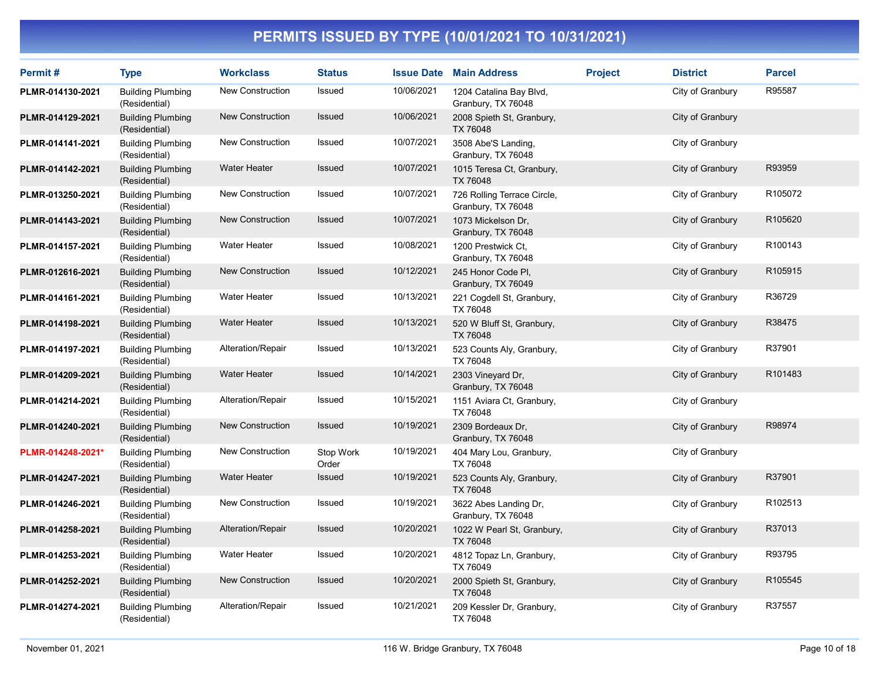# PERMITS ISSUED BY TYPE (10/01/2021 TO 10/31/2021)

| Permit # | Type | Workclass | Status | Issue Date | Main Address | Project | District | Parcel |
|---|---|---|---|---|---|---|---|---|
| PLMR-014130-2021 | Building Plumbing (Residential) | New Construction | Issued | 10/06/2021 | 1204 Catalina Bay Blvd, Granbury, TX 76048 | | City of Granbury | R95587 |
| PLMR-014129-2021 | Building Plumbing (Residential) | New Construction | Issued | 10/06/2021 | 2008 Spieth St, Granbury, TX 76048 | | City of Granbury | |
| PLMR-014141-2021 | Building Plumbing (Residential) | New Construction | Issued | 10/07/2021 | 3508 Abe'S Landing, Granbury, TX 76048 | | City of Granbury | |
| PLMR-014142-2021 | Building Plumbing (Residential) | Water Heater | Issued | 10/07/2021 | 1015 Teresa Ct, Granbury, TX 76048 | | City of Granbury | R93959 |
| PLMR-013250-2021 | Building Plumbing (Residential) | New Construction | Issued | 10/07/2021 | 726 Rolling Terrace Circle, Granbury, TX 76048 | | City of Granbury | R105072 |
| PLMR-014143-2021 | Building Plumbing (Residential) | New Construction | Issued | 10/07/2021 | 1073 Mickelson Dr, Granbury, TX 76048 | | City of Granbury | R105620 |
| PLMR-014157-2021 | Building Plumbing (Residential) | Water Heater | Issued | 10/08/2021 | 1200 Prestwick Ct, Granbury, TX 76048 | | City of Granbury | R100143 |
| PLMR-012616-2021 | Building Plumbing (Residential) | New Construction | Issued | 10/12/2021 | 245 Honor Code Pl, Granbury, TX 76049 | | City of Granbury | R105915 |
| PLMR-014161-2021 | Building Plumbing (Residential) | Water Heater | Issued | 10/13/2021 | 221 Cogdell St, Granbury, TX 76048 | | City of Granbury | R36729 |
| PLMR-014198-2021 | Building Plumbing (Residential) | Water Heater | Issued | 10/13/2021 | 520 W Bluff St, Granbury, TX 76048 | | City of Granbury | R38475 |
| PLMR-014197-2021 | Building Plumbing (Residential) | Alteration/Repair | Issued | 10/13/2021 | 523 Counts Aly, Granbury, TX 76048 | | City of Granbury | R37901 |
| PLMR-014209-2021 | Building Plumbing (Residential) | Water Heater | Issued | 10/14/2021 | 2303 Vineyard Dr, Granbury, TX 76048 | | City of Granbury | R101483 |
| PLMR-014214-2021 | Building Plumbing (Residential) | Alteration/Repair | Issued | 10/15/2021 | 1151 Aviara Ct, Granbury, TX 76048 | | City of Granbury | |
| PLMR-014240-2021 | Building Plumbing (Residential) | New Construction | Issued | 10/19/2021 | 2309 Bordeaux Dr, Granbury, TX 76048 | | City of Granbury | R98974 |
| PLMR-014248-2021* | Building Plumbing (Residential) | New Construction | Stop Work Order | 10/19/2021 | 404 Mary Lou, Granbury, TX 76048 | | City of Granbury | |
| PLMR-014247-2021 | Building Plumbing (Residential) | Water Heater | Issued | 10/19/2021 | 523 Counts Aly, Granbury, TX 76048 | | City of Granbury | R37901 |
| PLMR-014246-2021 | Building Plumbing (Residential) | New Construction | Issued | 10/19/2021 | 3622 Abes Landing Dr, Granbury, TX 76048 | | City of Granbury | R102513 |
| PLMR-014258-2021 | Building Plumbing (Residential) | Alteration/Repair | Issued | 10/20/2021 | 1022 W Pearl St, Granbury, TX 76048 | | City of Granbury | R37013 |
| PLMR-014253-2021 | Building Plumbing (Residential) | Water Heater | Issued | 10/20/2021 | 4812 Topaz Ln, Granbury, TX 76049 | | City of Granbury | R93795 |
| PLMR-014252-2021 | Building Plumbing (Residential) | New Construction | Issued | 10/20/2021 | 2000 Spieth St, Granbury, TX 76048 | | City of Granbury | R105545 |
| PLMR-014274-2021 | Building Plumbing (Residential) | Alteration/Repair | Issued | 10/21/2021 | 209 Kessler Dr, Granbury, TX 76048 | | City of Granbury | R37557 |

November 01, 2021 — 116 W. Bridge Granbury, TX 76048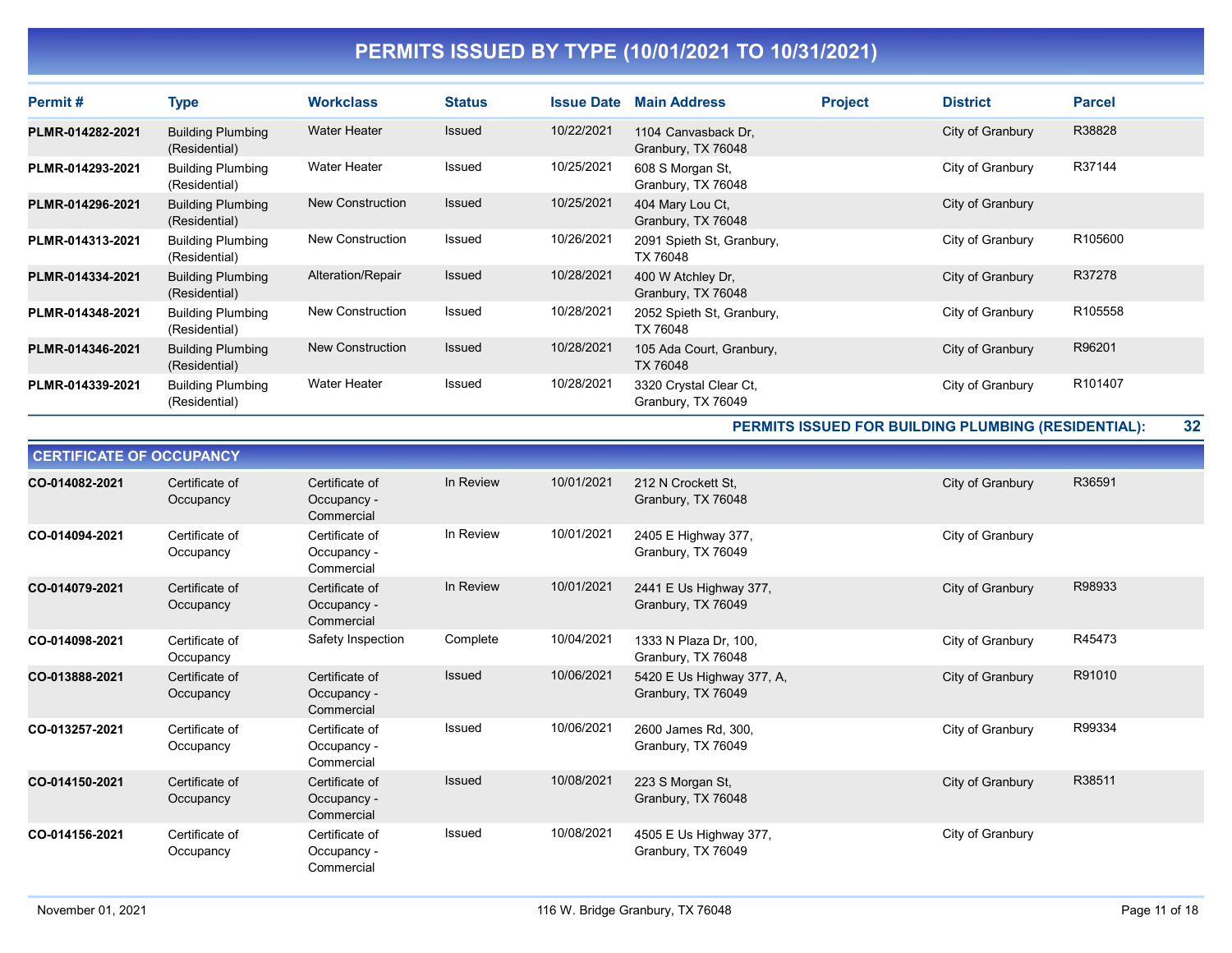# PERMITS ISSUED BY TYPE (10/01/2021 TO 10/31/2021)

| Permit # | Type | Workclass | Status | Issue Date | Main Address | Project | District | Parcel |
|---|---|---|---|---|---|---|---|---|
| PLMR-014282-2021 | Building Plumbing (Residential) | Water Heater | Issued | 10/22/2021 | 1104 Canvasback Dr, Granbury, TX 76048 | | City of Granbury | R38828 |
| PLMR-014293-2021 | Building Plumbing (Residential) | Water Heater | Issued | 10/25/2021 | 608 S Morgan St, Granbury, TX 76048 | | City of Granbury | R37144 |
| PLMR-014296-2021 | Building Plumbing (Residential) | New Construction | Issued | 10/25/2021 | 404 Mary Lou Ct, Granbury, TX 76048 | | City of Granbury | |
| PLMR-014313-2021 | Building Plumbing (Residential) | New Construction | Issued | 10/26/2021 | 2091 Spieth St, Granbury, TX 76048 | | City of Granbury | R105600 |
| PLMR-014334-2021 | Building Plumbing (Residential) | Alteration/Repair | Issued | 10/28/2021 | 400 W Atchley Dr, Granbury, TX 76048 | | City of Granbury | R37278 |
| PLMR-014348-2021 | Building Plumbing (Residential) | New Construction | Issued | 10/28/2021 | 2052 Spieth St, Granbury, TX 76048 | | City of Granbury | R105558 |
| PLMR-014346-2021 | Building Plumbing (Residential) | New Construction | Issued | 10/28/2021 | 105 Ada Court, Granbury, TX 76048 | | City of Granbury | R96201 |
| PLMR-014339-2021 | Building Plumbing (Residential) | Water Heater | Issued | 10/28/2021 | 3320 Crystal Clear Ct, Granbury, TX 76049 | | City of Granbury | R101407 |

**PERMITS ISSUED FOR BUILDING PLUMBING (RESIDENTIAL): 32**

## CERTIFICATE OF OCCUPANCY

| Permit # | Type | Workclass | Status | Issue Date | Main Address | Project | District | Parcel |
|---|---|---|---|---|---|---|---|---|
| CO-014082-2021 | Certificate of Occupancy | Certificate of Occupancy - Commercial | In Review | 10/01/2021 | 212 N Crockett St, Granbury, TX 76048 | | City of Granbury | R36591 |
| CO-014094-2021 | Certificate of Occupancy | Certificate of Occupancy - Commercial | In Review | 10/01/2021 | 2405 E Highway 377, Granbury, TX 76049 | | City of Granbury | |
| CO-014079-2021 | Certificate of Occupancy | Certificate of Occupancy - Commercial | In Review | 10/01/2021 | 2441 E Us Highway 377, Granbury, TX 76049 | | City of Granbury | R98933 |
| CO-014098-2021 | Certificate of Occupancy | Safety Inspection | Complete | 10/04/2021 | 1333 N Plaza Dr, 100, Granbury, TX 76048 | | City of Granbury | R45473 |
| CO-013888-2021 | Certificate of Occupancy | Certificate of Occupancy - Commercial | Issued | 10/06/2021 | 5420 E Us Highway 377, A, Granbury, TX 76049 | | City of Granbury | R91010 |
| CO-013257-2021 | Certificate of Occupancy | Certificate of Occupancy - Commercial | Issued | 10/06/2021 | 2600 James Rd, 300, Granbury, TX 76049 | | City of Granbury | R99334 |
| CO-014150-2021 | Certificate of Occupancy | Certificate of Occupancy - Commercial | Issued | 10/08/2021 | 223 S Morgan St, Granbury, TX 76048 | | City of Granbury | R38511 |
| CO-014156-2021 | Certificate of Occupancy | Certificate of Occupancy - Commercial | Issued | 10/08/2021 | 4505 E Us Highway 377, Granbury, TX 76049 | | City of Granbury | |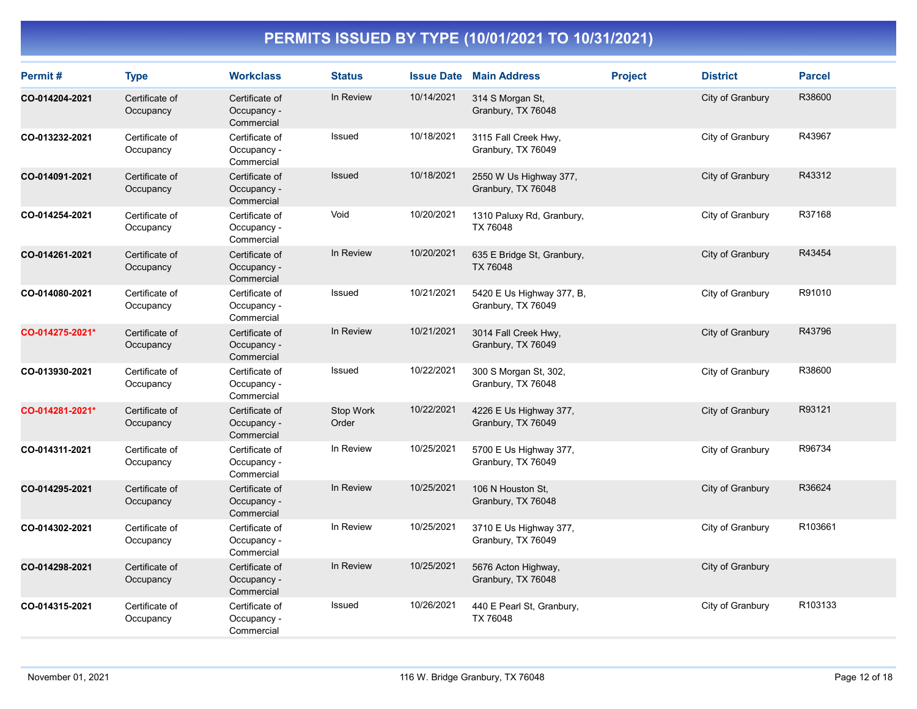# PERMITS ISSUED BY TYPE (10/01/2021 TO 10/31/2021)

| Permit # | Type | Workclass | Status | Issue Date | Main Address | Project | District | Parcel |
|---|---|---|---|---|---|---|---|---|
| **CO-014204-2021** | Certificate of Occupancy | Certificate of Occupancy - Commercial | In Review | 10/14/2021 | 314 S Morgan St, Granbury, TX 76048 | | City of Granbury | R38600 |
| **CO-013232-2021** | Certificate of Occupancy | Certificate of Occupancy - Commercial | Issued | 10/18/2021 | 3115 Fall Creek Hwy, Granbury, TX 76049 | | City of Granbury | R43967 |
| **CO-014091-2021** | Certificate of Occupancy | Certificate of Occupancy - Commercial | Issued | 10/18/2021 | 2550 W Us Highway 377, Granbury, TX 76048 | | City of Granbury | R43312 |
| **CO-014254-2021** | Certificate of Occupancy | Certificate of Occupancy - Commercial | Void | 10/20/2021 | 1310 Paluxy Rd, Granbury, TX 76048 | | City of Granbury | R37168 |
| **CO-014261-2021** | Certificate of Occupancy | Certificate of Occupancy - Commercial | In Review | 10/20/2021 | 635 E Bridge St, Granbury, TX 76048 | | City of Granbury | R43454 |
| **CO-014080-2021** | Certificate of Occupancy | Certificate of Occupancy - Commercial | Issued | 10/21/2021 | 5420 E Us Highway 377, B, Granbury, TX 76049 | | City of Granbury | R91010 |
| **CO-014275-2021*** | Certificate of Occupancy | Certificate of Occupancy - Commercial | In Review | 10/21/2021 | 3014 Fall Creek Hwy, Granbury, TX 76049 | | City of Granbury | R43796 |
| **CO-013930-2021** | Certificate of Occupancy | Certificate of Occupancy - Commercial | Issued | 10/22/2021 | 300 S Morgan St, 302, Granbury, TX 76048 | | City of Granbury | R38600 |
| **CO-014281-2021*** | Certificate of Occupancy | Certificate of Occupancy - Commercial | Stop Work Order | 10/22/2021 | 4226 E Us Highway 377, Granbury, TX 76049 | | City of Granbury | R93121 |
| **CO-014311-2021** | Certificate of Occupancy | Certificate of Occupancy - Commercial | In Review | 10/25/2021 | 5700 E Us Highway 377, Granbury, TX 76049 | | City of Granbury | R96734 |
| **CO-014295-2021** | Certificate of Occupancy | Certificate of Occupancy - Commercial | In Review | 10/25/2021 | 106 N Houston St, Granbury, TX 76048 | | City of Granbury | R36624 |
| **CO-014302-2021** | Certificate of Occupancy | Certificate of Occupancy - Commercial | In Review | 10/25/2021 | 3710 E Us Highway 377, Granbury, TX 76049 | | City of Granbury | R103661 |
| **CO-014298-2021** | Certificate of Occupancy | Certificate of Occupancy - Commercial | In Review | 10/25/2021 | 5676 Acton Highway, Granbury, TX 76048 | | City of Granbury | |
| **CO-014315-2021** | Certificate of Occupancy | Certificate of Occupancy - Commercial | Issued | 10/26/2021 | 440 E Pearl St, Granbury, TX 76048 | | City of Granbury | R103133 |

November 01, 2021 — 116 W. Bridge Granbury, TX 76048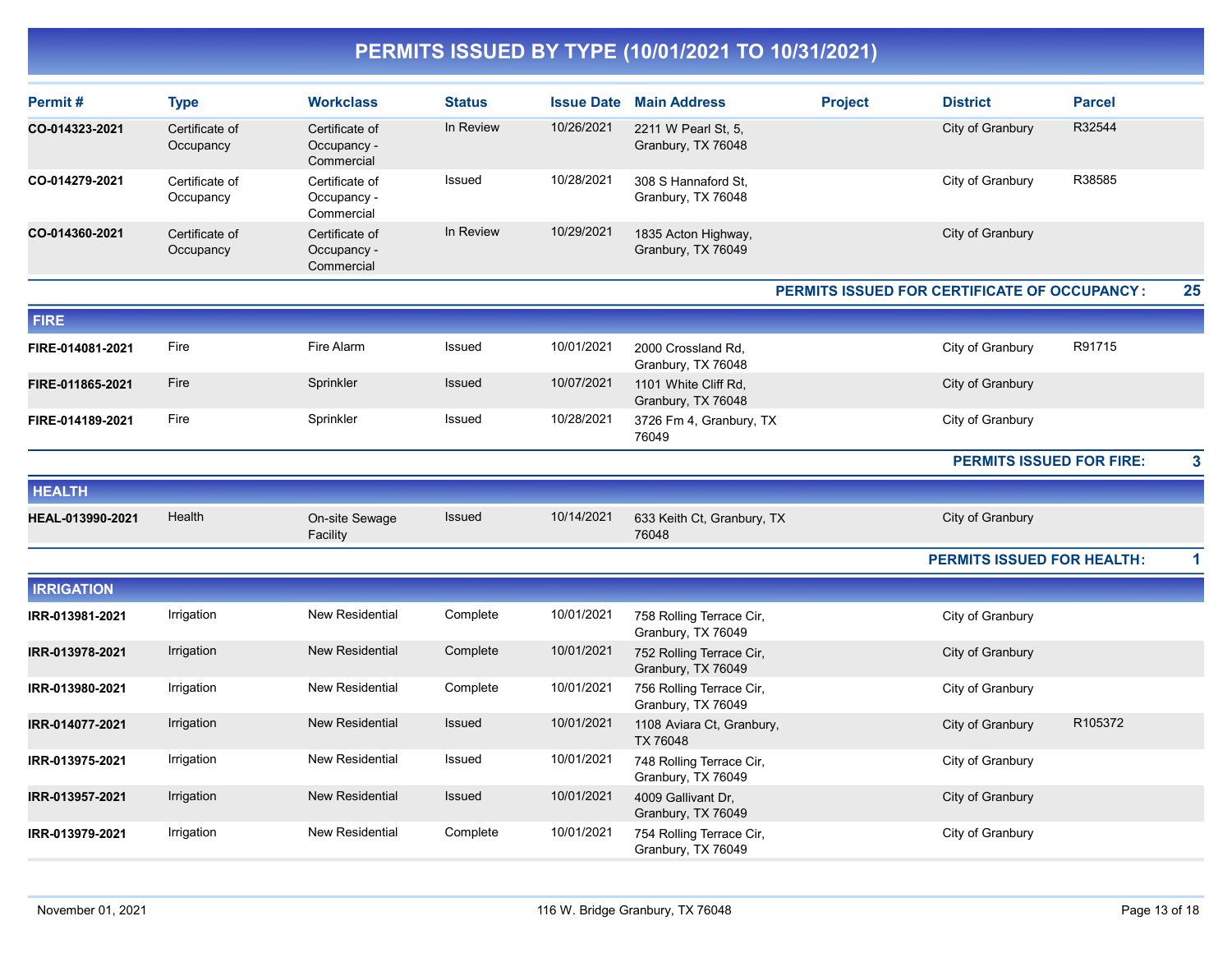# PERMITS ISSUED BY TYPE (10/01/2021 TO 10/31/2021)

| Permit # | Type | Workclass | Status | Issue Date | Main Address | Project | District | Parcel |
|---|---|---|---|---|---|---|---|---|
| CO-014323-2021 | Certificate of Occupancy | Certificate of Occupancy - Commercial | In Review | 10/26/2021 | 2211 W Pearl St, 5, Granbury, TX 76048 | | City of Granbury | R32544 |
| CO-014279-2021 | Certificate of Occupancy | Certificate of Occupancy - Commercial | Issued | 10/28/2021 | 308 S Hannaford St, Granbury, TX 76048 | | City of Granbury | R38585 |
| CO-014360-2021 | Certificate of Occupancy | Certificate of Occupancy - Commercial | In Review | 10/29/2021 | 1835 Acton Highway, Granbury, TX 76049 | | City of Granbury | |

**PERMITS ISSUED FOR CERTIFICATE OF OCCUPANCY : 25**

## FIRE

| Permit # | Type | Workclass | Status | Issue Date | Main Address | Project | District | Parcel |
|---|---|---|---|---|---|---|---|---|
| FIRE-014081-2021 | Fire | Fire Alarm | Issued | 10/01/2021 | 2000 Crossland Rd, Granbury, TX 76048 | | City of Granbury | R91715 |
| FIRE-011865-2021 | Fire | Sprinkler | Issued | 10/07/2021 | 1101 White Cliff Rd, Granbury, TX 76048 | | City of Granbury | |
| FIRE-014189-2021 | Fire | Sprinkler | Issued | 10/28/2021 | 3726 Fm 4, Granbury, TX 76049 | | City of Granbury | |

**PERMITS ISSUED FOR FIRE: 3**

## HEALTH

| Permit # | Type | Workclass | Status | Issue Date | Main Address | Project | District | Parcel |
|---|---|---|---|---|---|---|---|---|
| HEAL-013990-2021 | Health | On-site Sewage Facility | Issued | 10/14/2021 | 633 Keith Ct, Granbury, TX 76048 | | City of Granbury | |

**PERMITS ISSUED FOR HEALTH: 1**

## IRRIGATION

| Permit # | Type | Workclass | Status | Issue Date | Main Address | Project | District | Parcel |
|---|---|---|---|---|---|---|---|---|
| IRR-013981-2021 | Irrigation | New Residential | Complete | 10/01/2021 | 758 Rolling Terrace Cir, Granbury, TX 76049 | | City of Granbury | |
| IRR-013978-2021 | Irrigation | New Residential | Complete | 10/01/2021 | 752 Rolling Terrace Cir, Granbury, TX 76049 | | City of Granbury | |
| IRR-013980-2021 | Irrigation | New Residential | Complete | 10/01/2021 | 756 Rolling Terrace Cir, Granbury, TX 76049 | | City of Granbury | |
| IRR-014077-2021 | Irrigation | New Residential | Issued | 10/01/2021 | 1108 Aviara Ct, Granbury, TX 76048 | | City of Granbury | R105372 |
| IRR-013975-2021 | Irrigation | New Residential | Issued | 10/01/2021 | 748 Rolling Terrace Cir, Granbury, TX 76049 | | City of Granbury | |
| IRR-013957-2021 | Irrigation | New Residential | Issued | 10/01/2021 | 4009 Gallivant Dr, Granbury, TX 76049 | | City of Granbury | |
| IRR-013979-2021 | Irrigation | New Residential | Complete | 10/01/2021 | 754 Rolling Terrace Cir, Granbury, TX 76049 | | City of Granbury | |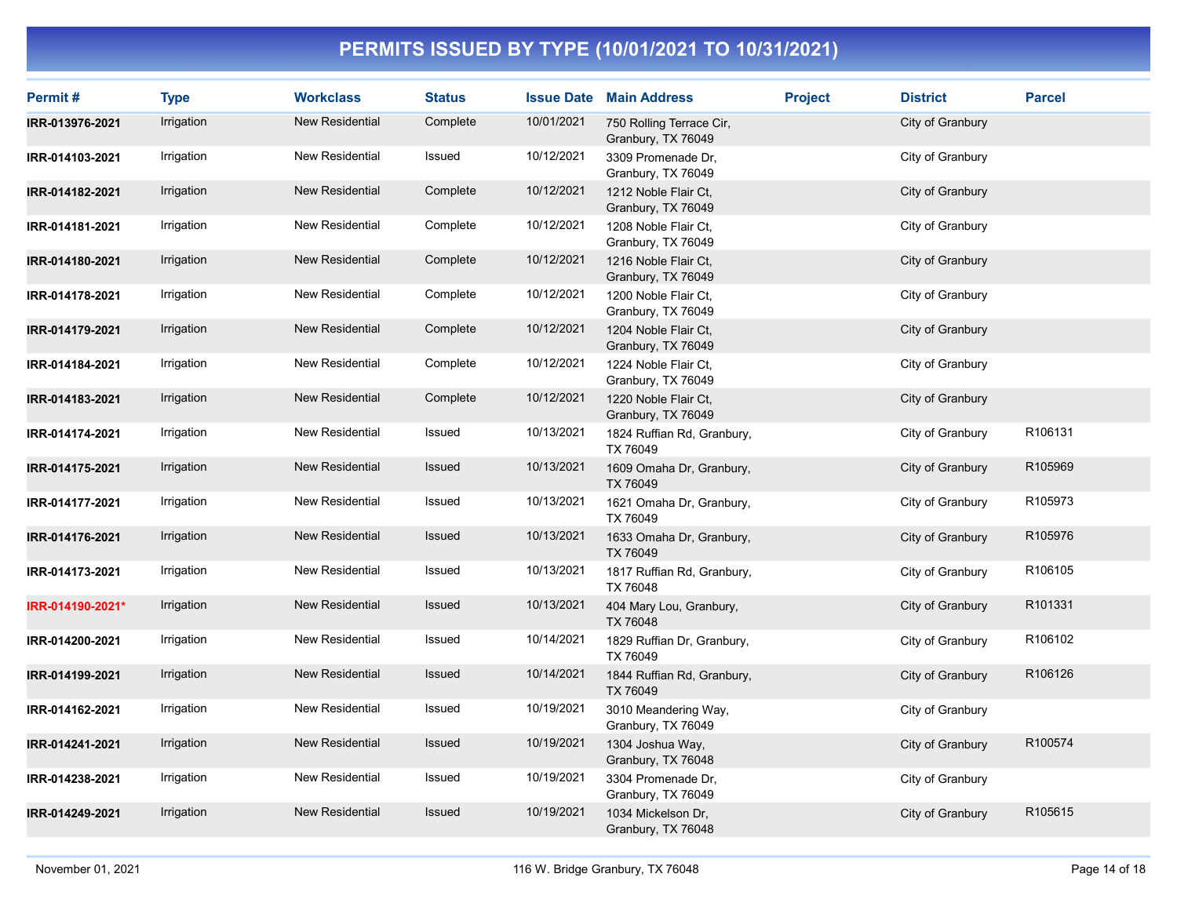# PERMITS ISSUED BY TYPE (10/01/2021 TO 10/31/2021)

| Permit # | Type | Workclass | Status | Issue Date | Main Address | Project | District | Parcel |
|---|---|---|---|---|---|---|---|---|
| **IRR-013976-2021** | Irrigation | New Residential | Complete | 10/01/2021 | 750 Rolling Terrace Cir, Granbury, TX 76049 | | City of Granbury | |
| **IRR-014103-2021** | Irrigation | New Residential | Issued | 10/12/2021 | 3309 Promenade Dr, Granbury, TX 76049 | | City of Granbury | |
| **IRR-014182-2021** | Irrigation | New Residential | Complete | 10/12/2021 | 1212 Noble Flair Ct, Granbury, TX 76049 | | City of Granbury | |
| **IRR-014181-2021** | Irrigation | New Residential | Complete | 10/12/2021 | 1208 Noble Flair Ct, Granbury, TX 76049 | | City of Granbury | |
| **IRR-014180-2021** | Irrigation | New Residential | Complete | 10/12/2021 | 1216 Noble Flair Ct, Granbury, TX 76049 | | City of Granbury | |
| **IRR-014178-2021** | Irrigation | New Residential | Complete | 10/12/2021 | 1200 Noble Flair Ct, Granbury, TX 76049 | | City of Granbury | |
| **IRR-014179-2021** | Irrigation | New Residential | Complete | 10/12/2021 | 1204 Noble Flair Ct, Granbury, TX 76049 | | City of Granbury | |
| **IRR-014184-2021** | Irrigation | New Residential | Complete | 10/12/2021 | 1224 Noble Flair Ct, Granbury, TX 76049 | | City of Granbury | |
| **IRR-014183-2021** | Irrigation | New Residential | Complete | 10/12/2021 | 1220 Noble Flair Ct, Granbury, TX 76049 | | City of Granbury | |
| **IRR-014174-2021** | Irrigation | New Residential | Issued | 10/13/2021 | 1824 Ruffian Rd, Granbury, TX 76049 | | City of Granbury | R106131 |
| **IRR-014175-2021** | Irrigation | New Residential | Issued | 10/13/2021 | 1609 Omaha Dr, Granbury, TX 76049 | | City of Granbury | R105969 |
| **IRR-014177-2021** | Irrigation | New Residential | Issued | 10/13/2021 | 1621 Omaha Dr, Granbury, TX 76049 | | City of Granbury | R105973 |
| **IRR-014176-2021** | Irrigation | New Residential | Issued | 10/13/2021 | 1633 Omaha Dr, Granbury, TX 76049 | | City of Granbury | R105976 |
| **IRR-014173-2021** | Irrigation | New Residential | Issued | 10/13/2021 | 1817 Ruffian Rd, Granbury, TX 76048 | | City of Granbury | R106105 |
| **IRR-014190-2021*** | Irrigation | New Residential | Issued | 10/13/2021 | 404 Mary Lou, Granbury, TX 76048 | | City of Granbury | R101331 |
| **IRR-014200-2021** | Irrigation | New Residential | Issued | 10/14/2021 | 1829 Ruffian Dr, Granbury, TX 76049 | | City of Granbury | R106102 |
| **IRR-014199-2021** | Irrigation | New Residential | Issued | 10/14/2021 | 1844 Ruffian Rd, Granbury, TX 76049 | | City of Granbury | R106126 |
| **IRR-014162-2021** | Irrigation | New Residential | Issued | 10/19/2021 | 3010 Meandering Way, Granbury, TX 76049 | | City of Granbury | |
| **IRR-014241-2021** | Irrigation | New Residential | Issued | 10/19/2021 | 1304 Joshua Way, Granbury, TX 76048 | | City of Granbury | R100574 |
| **IRR-014238-2021** | Irrigation | New Residential | Issued | 10/19/2021 | 3304 Promenade Dr, Granbury, TX 76049 | | City of Granbury | |
| **IRR-014249-2021** | Irrigation | New Residential | Issued | 10/19/2021 | 1034 Mickelson Dr, Granbury, TX 76048 | | City of Granbury | R105615 |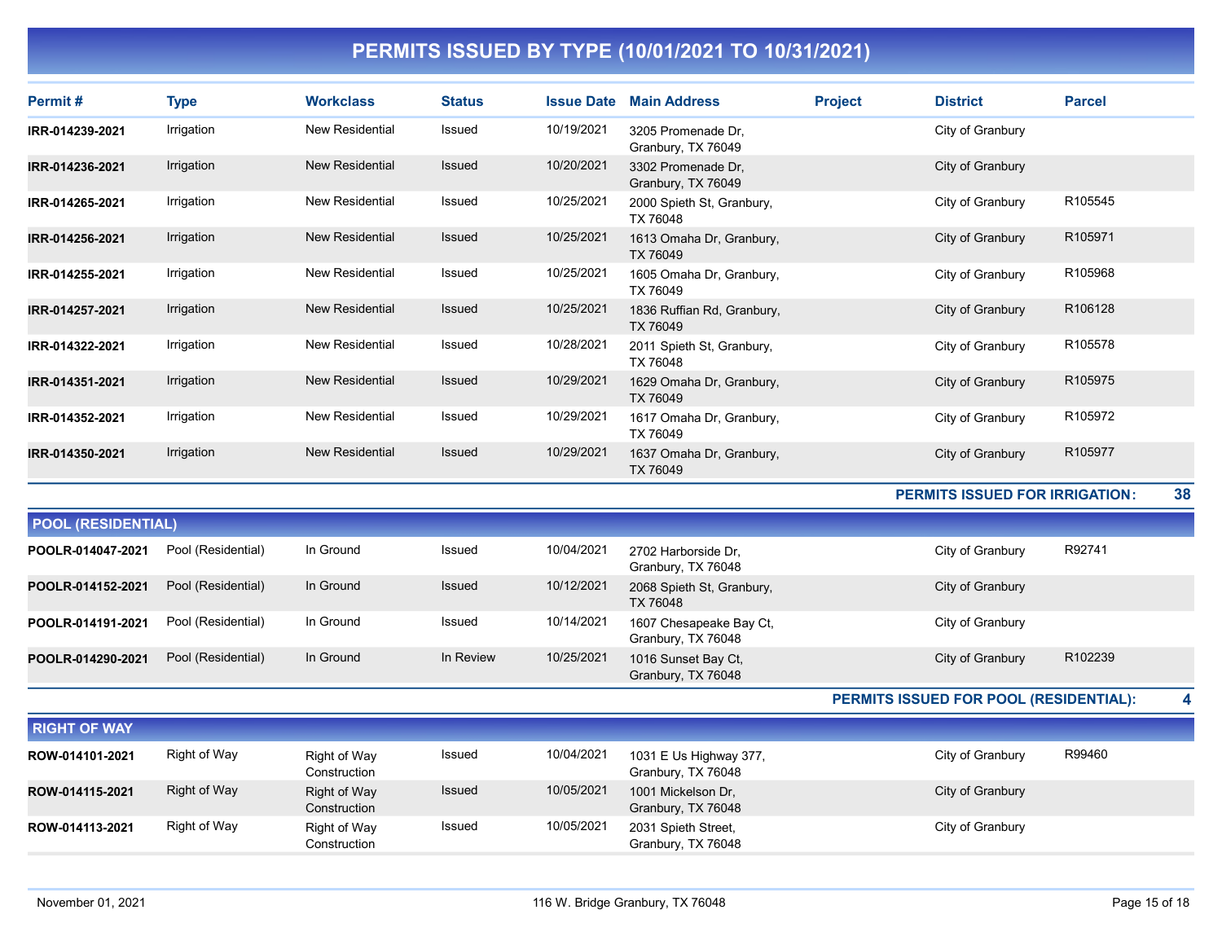# PERMITS ISSUED BY TYPE (10/01/2021 TO 10/31/2021)

| Permit # | Type | Workclass | Status | Issue Date | Main Address | Project | District | Parcel |
|---|---|---|---|---|---|---|---|---|
| IRR-014239-2021 | Irrigation | New Residential | Issued | 10/19/2021 | 3205 Promenade Dr, Granbury, TX 76049 | | City of Granbury | |
| IRR-014236-2021 | Irrigation | New Residential | Issued | 10/20/2021 | 3302 Promenade Dr, Granbury, TX 76049 | | City of Granbury | |
| IRR-014265-2021 | Irrigation | New Residential | Issued | 10/25/2021 | 2000 Spieth St, Granbury, TX 76048 | | City of Granbury | R105545 |
| IRR-014256-2021 | Irrigation | New Residential | Issued | 10/25/2021 | 1613 Omaha Dr, Granbury, TX 76049 | | City of Granbury | R105971 |
| IRR-014255-2021 | Irrigation | New Residential | Issued | 10/25/2021 | 1605 Omaha Dr, Granbury, TX 76049 | | City of Granbury | R105968 |
| IRR-014257-2021 | Irrigation | New Residential | Issued | 10/25/2021 | 1836 Ruffian Rd, Granbury, TX 76049 | | City of Granbury | R106128 |
| IRR-014322-2021 | Irrigation | New Residential | Issued | 10/28/2021 | 2011 Spieth St, Granbury, TX 76048 | | City of Granbury | R105578 |
| IRR-014351-2021 | Irrigation | New Residential | Issued | 10/29/2021 | 1629 Omaha Dr, Granbury, TX 76049 | | City of Granbury | R105975 |
| IRR-014352-2021 | Irrigation | New Residential | Issued | 10/29/2021 | 1617 Omaha Dr, Granbury, TX 76049 | | City of Granbury | R105972 |
| IRR-014350-2021 | Irrigation | New Residential | Issued | 10/29/2021 | 1637 Omaha Dr, Granbury, TX 76049 | | City of Granbury | R105977 |

**PERMITS ISSUED FOR IRRIGATION: 38**

## POOL (RESIDENTIAL)

| Permit # | Type | Workclass | Status | Issue Date | Main Address | Project | District | Parcel |
|---|---|---|---|---|---|---|---|---|
| POOLR-014047-2021 | Pool (Residential) | In Ground | Issued | 10/04/2021 | 2702 Harborside Dr, Granbury, TX 76048 | | City of Granbury | R92741 |
| POOLR-014152-2021 | Pool (Residential) | In Ground | Issued | 10/12/2021 | 2068 Spieth St, Granbury, TX 76048 | | City of Granbury | |
| POOLR-014191-2021 | Pool (Residential) | In Ground | Issued | 10/14/2021 | 1607 Chesapeake Bay Ct, Granbury, TX 76048 | | City of Granbury | |
| POOLR-014290-2021 | Pool (Residential) | In Ground | In Review | 10/25/2021 | 1016 Sunset Bay Ct, Granbury, TX 76048 | | City of Granbury | R102239 |

**PERMITS ISSUED FOR POOL (RESIDENTIAL): 4**

## RIGHT OF WAY

| Permit # | Type | Workclass | Status | Issue Date | Main Address | Project | District | Parcel |
|---|---|---|---|---|---|---|---|---|
| ROW-014101-2021 | Right of Way | Right of Way Construction | Issued | 10/04/2021 | 1031 E Us Highway 377, Granbury, TX 76048 | | City of Granbury | R99460 |
| ROW-014115-2021 | Right of Way | Right of Way Construction | Issued | 10/05/2021 | 1001 Mickelson Dr, Granbury, TX 76048 | | City of Granbury | |
| ROW-014113-2021 | Right of Way | Right of Way Construction | Issued | 10/05/2021 | 2031 Spieth Street, Granbury, TX 76048 | | City of Granbury | |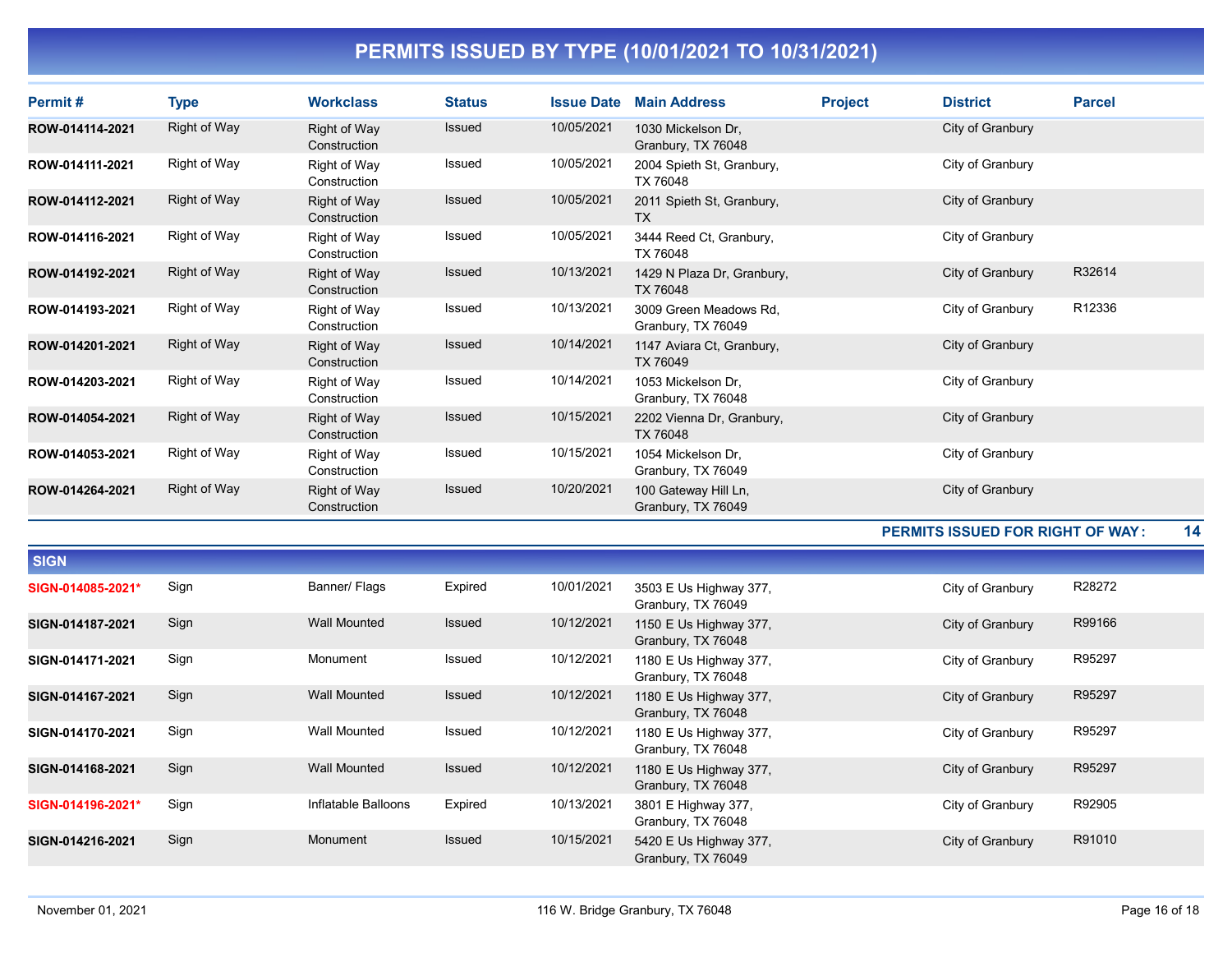# PERMITS ISSUED BY TYPE (10/01/2021 TO 10/31/2021)

| Permit # | Type | Workclass | Status | Issue Date | Main Address | Project | District | Parcel |
|---|---|---|---|---|---|---|---|---|
| ROW-014114-2021 | Right of Way | Right of Way Construction | Issued | 10/05/2021 | 1030 Mickelson Dr, Granbury, TX 76048 | | City of Granbury | |
| ROW-014111-2021 | Right of Way | Right of Way Construction | Issued | 10/05/2021 | 2004 Spieth St, Granbury, TX 76048 | | City of Granbury | |
| ROW-014112-2021 | Right of Way | Right of Way Construction | Issued | 10/05/2021 | 2011 Spieth St, Granbury, TX | | City of Granbury | |
| ROW-014116-2021 | Right of Way | Right of Way Construction | Issued | 10/05/2021 | 3444 Reed Ct, Granbury, TX 76048 | | City of Granbury | |
| ROW-014192-2021 | Right of Way | Right of Way Construction | Issued | 10/13/2021 | 1429 N Plaza Dr, Granbury, TX 76048 | | City of Granbury | R32614 |
| ROW-014193-2021 | Right of Way | Right of Way Construction | Issued | 10/13/2021 | 3009 Green Meadows Rd, Granbury, TX 76049 | | City of Granbury | R12336 |
| ROW-014201-2021 | Right of Way | Right of Way Construction | Issued | 10/14/2021 | 1147 Aviara Ct, Granbury, TX 76049 | | City of Granbury | |
| ROW-014203-2021 | Right of Way | Right of Way Construction | Issued | 10/14/2021 | 1053 Mickelson Dr, Granbury, TX 76048 | | City of Granbury | |
| ROW-014054-2021 | Right of Way | Right of Way Construction | Issued | 10/15/2021 | 2202 Vienna Dr, Granbury, TX 76048 | | City of Granbury | |
| ROW-014053-2021 | Right of Way | Right of Way Construction | Issued | 10/15/2021 | 1054 Mickelson Dr, Granbury, TX 76049 | | City of Granbury | |
| ROW-014264-2021 | Right of Way | Right of Way Construction | Issued | 10/20/2021 | 100 Gateway Hill Ln, Granbury, TX 76049 | | City of Granbury | |

**PERMITS ISSUED FOR RIGHT OF WAY: 14**

## SIGN

| Permit # | Type | Workclass | Status | Issue Date | Main Address | Project | District | Parcel |
|---|---|---|---|---|---|---|---|---|
| SIGN-014085-2021* | Sign | Banner/ Flags | Expired | 10/01/2021 | 3503 E Us Highway 377, Granbury, TX 76049 | | City of Granbury | R28272 |
| SIGN-014187-2021 | Sign | Wall Mounted | Issued | 10/12/2021 | 1150 E Us Highway 377, Granbury, TX 76048 | | City of Granbury | R99166 |
| SIGN-014171-2021 | Sign | Monument | Issued | 10/12/2021 | 1180 E Us Highway 377, Granbury, TX 76048 | | City of Granbury | R95297 |
| SIGN-014167-2021 | Sign | Wall Mounted | Issued | 10/12/2021 | 1180 E Us Highway 377, Granbury, TX 76048 | | City of Granbury | R95297 |
| SIGN-014170-2021 | Sign | Wall Mounted | Issued | 10/12/2021 | 1180 E Us Highway 377, Granbury, TX 76048 | | City of Granbury | R95297 |
| SIGN-014168-2021 | Sign | Wall Mounted | Issued | 10/12/2021 | 1180 E Us Highway 377, Granbury, TX 76048 | | City of Granbury | R95297 |
| SIGN-014196-2021* | Sign | Inflatable Balloons | Expired | 10/13/2021 | 3801 E Highway 377, Granbury, TX 76048 | | City of Granbury | R92905 |
| SIGN-014216-2021 | Sign | Monument | Issued | 10/15/2021 | 5420 E Us Highway 377, Granbury, TX 76049 | | City of Granbury | R91010 |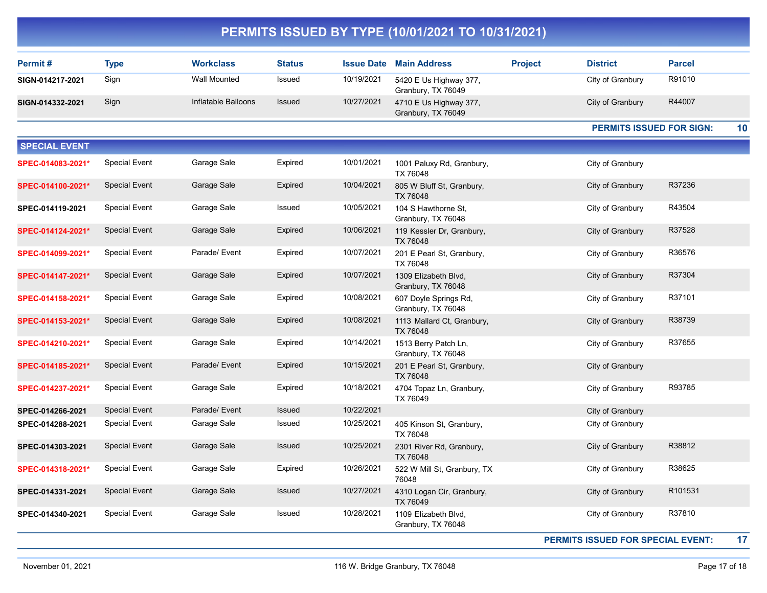# PERMITS ISSUED BY TYPE (10/01/2021 TO 10/31/2021)

| Permit # | Type | Workclass | Status | Issue Date | Main Address | Project | District | Parcel |
|---|---|---|---|---|---|---|---|---|
| SIGN-014217-2021 | Sign | Wall Mounted | Issued | 10/19/2021 | 5420 E Us Highway 377, Granbury, TX 76049 | | City of Granbury | R91010 |
| SIGN-014332-2021 | Sign | Inflatable Balloons | Issued | 10/27/2021 | 4710 E Us Highway 377, Granbury, TX 76049 | | City of Granbury | R44007 |

**PERMITS ISSUED FOR SIGN: 10**

## SPECIAL EVENT

| Permit # | Type | Workclass | Status | Issue Date | Main Address | Project | District | Parcel |
|---|---|---|---|---|---|---|---|---|
| SPEC-014083-2021* | Special Event | Garage Sale | Expired | 10/01/2021 | 1001 Paluxy Rd, Granbury, TX 76048 | | City of Granbury | |
| SPEC-014100-2021* | Special Event | Garage Sale | Expired | 10/04/2021 | 805 W Bluff St, Granbury, TX 76048 | | City of Granbury | R37236 |
| SPEC-014119-2021 | Special Event | Garage Sale | Issued | 10/05/2021 | 104 S Hawthorne St, Granbury, TX 76048 | | City of Granbury | R43504 |
| SPEC-014124-2021* | Special Event | Garage Sale | Expired | 10/06/2021 | 119 Kessler Dr, Granbury, TX 76048 | | City of Granbury | R37528 |
| SPEC-014099-2021* | Special Event | Parade/ Event | Expired | 10/07/2021 | 201 E Pearl St, Granbury, TX 76048 | | City of Granbury | R36576 |
| SPEC-014147-2021* | Special Event | Garage Sale | Expired | 10/07/2021 | 1309 Elizabeth Blvd, Granbury, TX 76048 | | City of Granbury | R37304 |
| SPEC-014158-2021* | Special Event | Garage Sale | Expired | 10/08/2021 | 607 Doyle Springs Rd, Granbury, TX 76048 | | City of Granbury | R37101 |
| SPEC-014153-2021* | Special Event | Garage Sale | Expired | 10/08/2021 | 1113 Mallard Ct, Granbury, TX 76048 | | City of Granbury | R38739 |
| SPEC-014210-2021* | Special Event | Garage Sale | Expired | 10/14/2021 | 1513 Berry Patch Ln, Granbury, TX 76048 | | City of Granbury | R37655 |
| SPEC-014185-2021* | Special Event | Parade/ Event | Expired | 10/15/2021 | 201 E Pearl St, Granbury, TX 76048 | | City of Granbury | |
| SPEC-014237-2021* | Special Event | Garage Sale | Expired | 10/18/2021 | 4704 Topaz Ln, Granbury, TX 76049 | | City of Granbury | R93785 |
| SPEC-014266-2021 | Special Event | Parade/ Event | Issued | 10/22/2021 | | | City of Granbury | |
| SPEC-014288-2021 | Special Event | Garage Sale | Issued | 10/25/2021 | 405 Kinson St, Granbury, TX 76048 | | City of Granbury | |
| SPEC-014303-2021 | Special Event | Garage Sale | Issued | 10/25/2021 | 2301 River Rd, Granbury, TX 76048 | | City of Granbury | R38812 |
| SPEC-014318-2021* | Special Event | Garage Sale | Expired | 10/26/2021 | 522 W Mill St, Granbury, TX 76048 | | City of Granbury | R38625 |
| SPEC-014331-2021 | Special Event | Garage Sale | Issued | 10/27/2021 | 4310 Logan Cir, Granbury, TX 76049 | | City of Granbury | R101531 |
| SPEC-014340-2021 | Special Event | Garage Sale | Issued | 10/28/2021 | 1109 Elizabeth Blvd, Granbury, TX 76048 | | City of Granbury | R37810 |

**PERMITS ISSUED FOR SPECIAL EVENT: 17**

November 01, 2021 — 116 W. Bridge Granbury, TX 76048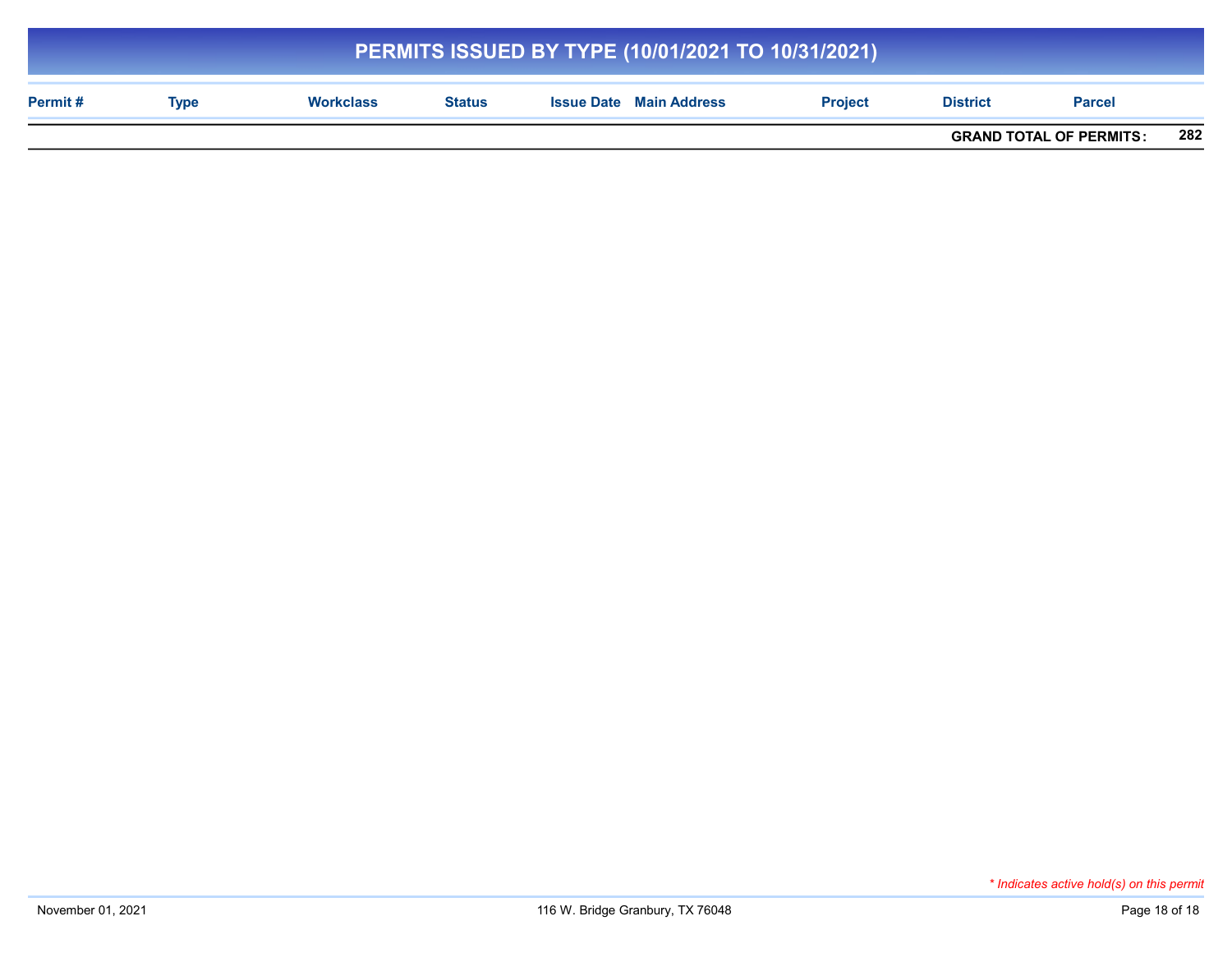# PERMITS ISSUED BY TYPE (10/01/2021 TO 10/31/2021)

| Permit # | Type | Workclass | Status | Issue Date | Main Address | Project | District | Parcel |
|---|---|---|---|---|---|---|---|---|
| | | | | | | | **GRAND TOTAL OF PERMITS:** | **282** |

*\* Indicates active hold(s) on this permit*